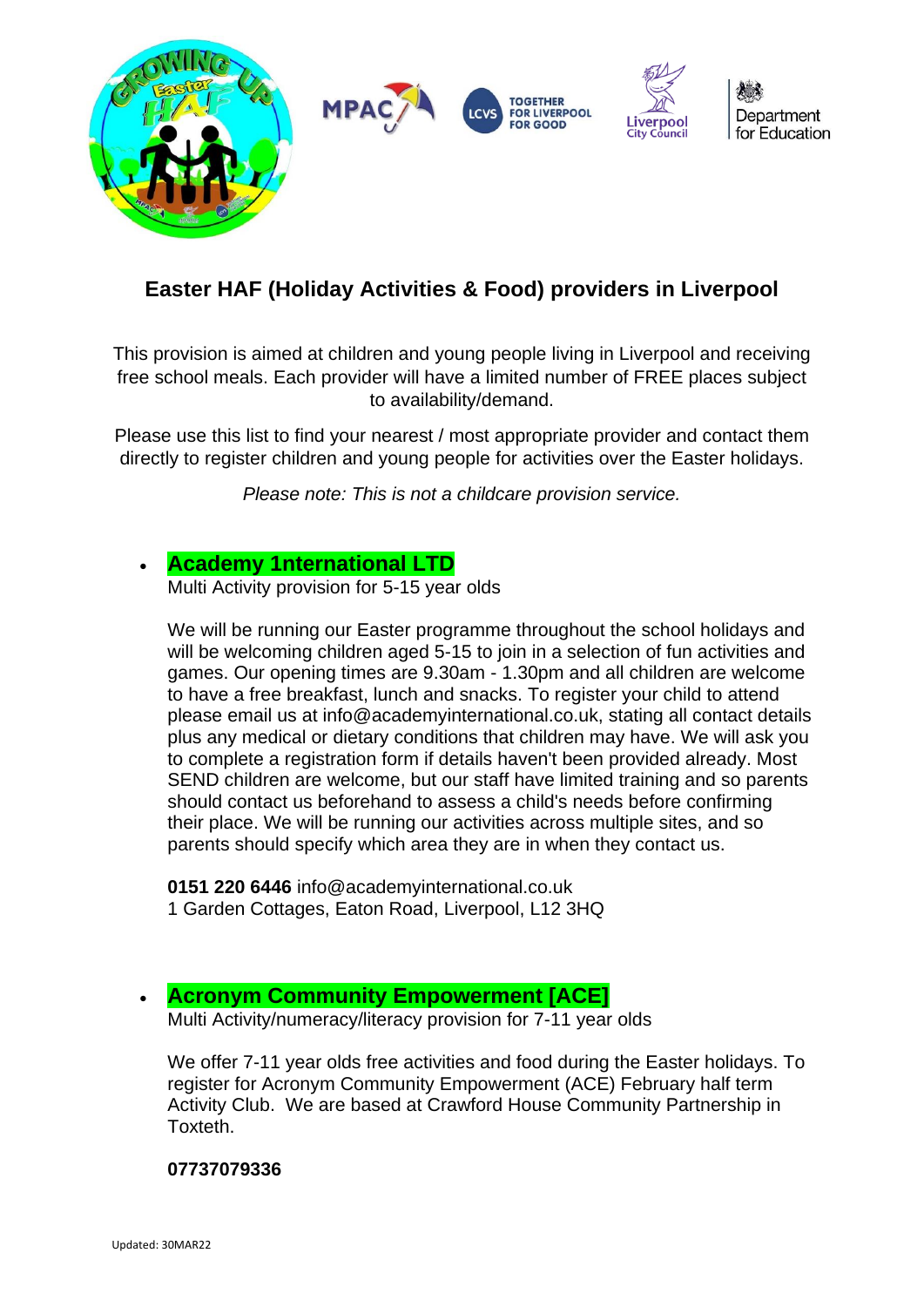# Easter HAF (Holiday Activities & Food) providers in Liverpool

This provision is aimed at children and young people living in Liverpool and receiving free school meals. Each provider will have a limited number of FREE places subject to availability/demand.

Please use this list to find your nearest / most appropriate provider and contact them directly to register children and young people for activities over the Easter holidays.

*Please note: This is not a childcare provision service.*

- **Academy 1nternational LTD**
  Multi Activity provision for 5-15 year olds

  We will be running our Easter programme throughout the school holidays and will be welcoming children aged 5-15 to join in a selection of fun activities and games. Our opening times are 9.30am - 1.30pm and all children are welcome to have a free breakfast, lunch and snacks. To register your child to attend please email us at info@academyinternational.co.uk, stating all contact details plus any medical or dietary conditions that children may have. We will ask you to complete a registration form if details haven't been provided already. Most SEND children are welcome, but our staff have limited training and so parents should contact us beforehand to assess a child's needs before confirming their place. We will be running our activities across multiple sites, and so parents should specify which area they are in when they contact us.

  **0151 220 6446** info@academyinternational.co.uk
  1 Garden Cottages, Eaton Road, Liverpool, L12 3HQ

- **Acronym Community Empowerment [ACE]**
  Multi Activity/numeracy/literacy provision for 7-11 year olds

  We offer 7-11 year olds free activities and food during the Easter holidays. To register for Acronym Community Empowerment (ACE) February half term Activity Club. We are based at Crawford House Community Partnership in Toxteth.

  **07737079336**

Updated: 30MAR22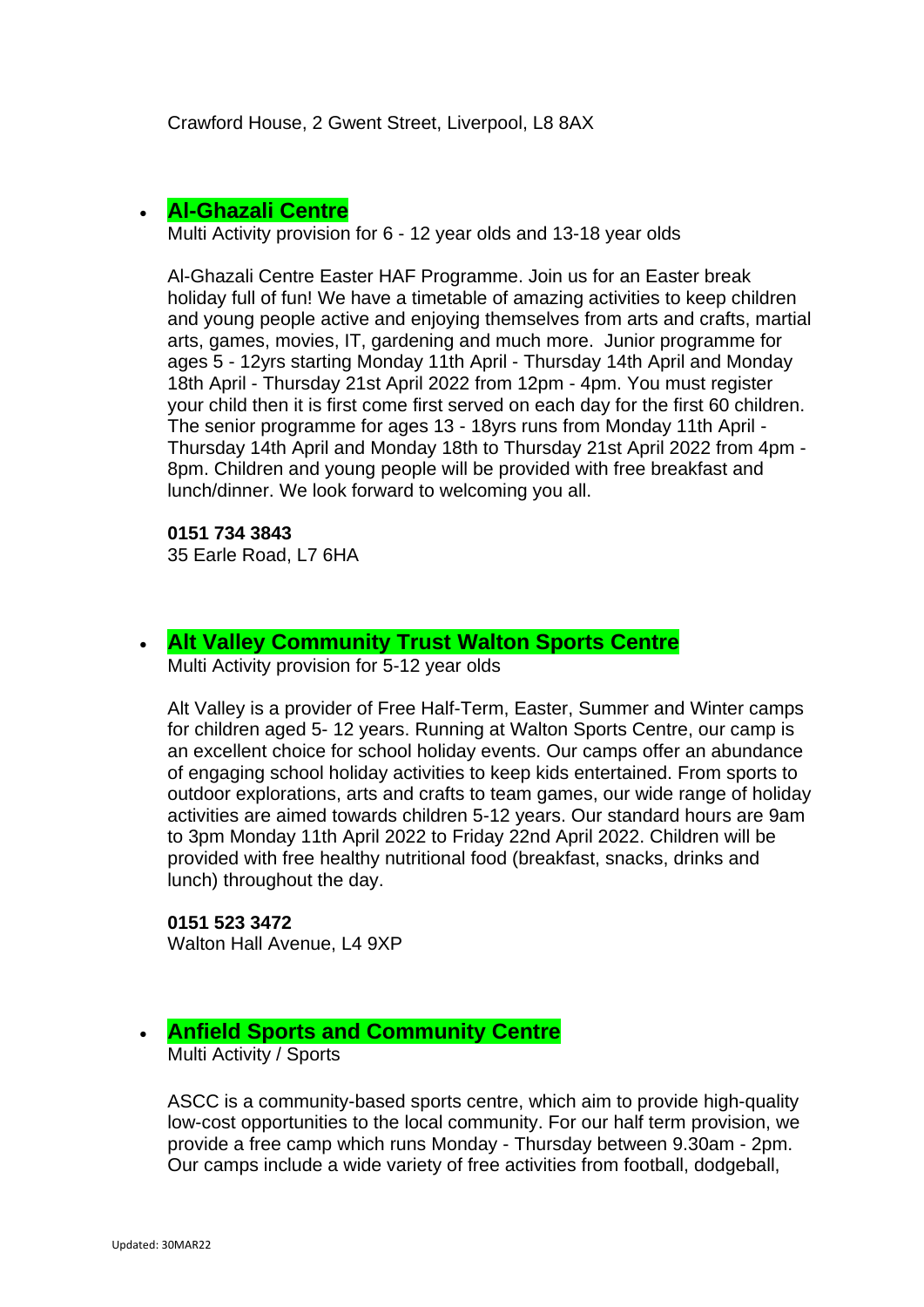Crawford House, 2 Gwent Street, Liverpool, L8 8AX

- **Al-Ghazali Centre**

  Multi Activity provision for 6 - 12 year olds and 13-18 year olds

  Al-Ghazali Centre Easter HAF Programme. Join us for an Easter break holiday full of fun! We have a timetable of amazing activities to keep children and young people active and enjoying themselves from arts and crafts, martial arts, games, movies, IT, gardening and much more. Junior programme for ages 5 - 12yrs starting Monday 11th April - Thursday 14th April and Monday 18th April - Thursday 21st April 2022 from 12pm - 4pm. You must register your child then it is first come first served on each day for the first 60 children. The senior programme for ages 13 - 18yrs runs from Monday 11th April - Thursday 14th April and Monday 18th to Thursday 21st April 2022 from 4pm - 8pm. Children and young people will be provided with free breakfast and lunch/dinner. We look forward to welcoming you all.

  **0151 734 3843**
  35 Earle Road, L7 6HA

- **Alt Valley Community Trust Walton Sports Centre**

  Multi Activity provision for 5-12 year olds

  Alt Valley is a provider of Free Half-Term, Easter, Summer and Winter camps for children aged 5- 12 years. Running at Walton Sports Centre, our camp is an excellent choice for school holiday events. Our camps offer an abundance of engaging school holiday activities to keep kids entertained. From sports to outdoor explorations, arts and crafts to team games, our wide range of holiday activities are aimed towards children 5-12 years. Our standard hours are 9am to 3pm Monday 11th April 2022 to Friday 22nd April 2022. Children will be provided with free healthy nutritional food (breakfast, snacks, drinks and lunch) throughout the day.

  **0151 523 3472**
  Walton Hall Avenue, L4 9XP

- **Anfield Sports and Community Centre**

  Multi Activity / Sports

  ASCC is a community-based sports centre, which aim to provide high-quality low-cost opportunities to the local community. For our half term provision, we provide a free camp which runs Monday - Thursday between 9.30am - 2pm. Our camps include a wide variety of free activities from football, dodgeball,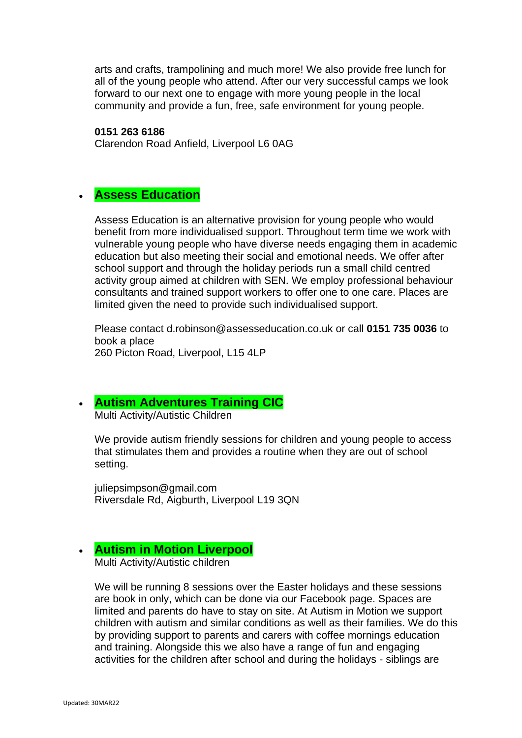arts and crafts, trampolining and much more! We also provide free lunch for all of the young people who attend. After our very successful camps we look forward to our next one to engage with more young people in the local community and provide a fun, free, safe environment for young people.

**0151 263 6186**
Clarendon Road Anfield, Liverpool L6 0AG

- **Assess Education**

  Assess Education is an alternative provision for young people who would benefit from more individualised support. Throughout term time we work with vulnerable young people who have diverse needs engaging them in academic education but also meeting their social and emotional needs. We offer after school support and through the holiday periods run a small child centred activity group aimed at children with SEN. We employ professional behaviour consultants and trained support workers to offer one to one care. Places are limited given the need to provide such individualised support.

  Please contact d.robinson@assesseducation.co.uk or call **0151 735 0036** to book a place
  260 Picton Road, Liverpool, L15 4LP

- **Autism Adventures Training CIC**
  Multi Activity/Autistic Children

  We provide autism friendly sessions for children and young people to access that stimulates them and provides a routine when they are out of school setting.

  juliepsimpson@gmail.com
  Riversdale Rd, Aigburth, Liverpool L19 3QN

- **Autism in Motion Liverpool**
  Multi Activity/Autistic children

  We will be running 8 sessions over the Easter holidays and these sessions are book in only, which can be done via our Facebook page. Spaces are limited and parents do have to stay on site. At Autism in Motion we support children with autism and similar conditions as well as their families. We do this by providing support to parents and carers with coffee mornings education and training. Alongside this we also have a range of fun and engaging activities for the children after school and during the holidays - siblings are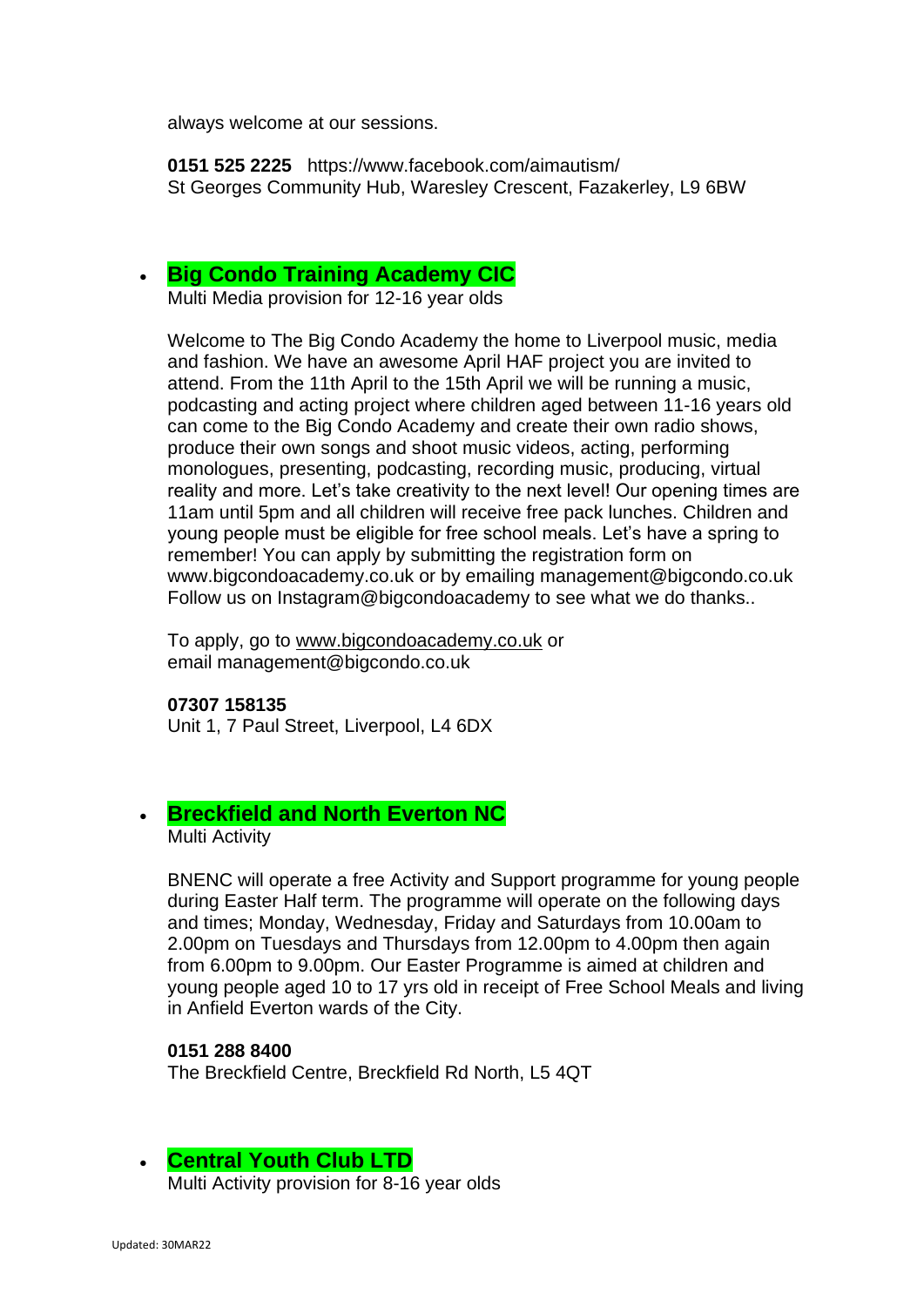always welcome at our sessions.

**0151 525 2225** https://www.facebook.com/aimautism/
St Georges Community Hub, Waresley Crescent, Fazakerley, L9 6BW

- **Big Condo Training Academy CIC**
  Multi Media provision for 12-16 year olds

  Welcome to The Big Condo Academy the home to Liverpool music, media and fashion. We have an awesome April HAF project you are invited to attend. From the 11th April to the 15th April we will be running a music, podcasting and acting project where children aged between 11-16 years old can come to the Big Condo Academy and create their own radio shows, produce their own songs and shoot music videos, acting, performing monologues, presenting, podcasting, recording music, producing, virtual reality and more. Let's take creativity to the next level! Our opening times are 11am until 5pm and all children will receive free pack lunches. Children and young people must be eligible for free school meals. Let's have a spring to remember! You can apply by submitting the registration form on www.bigcondoacademy.co.uk or by emailing management@bigcondo.co.uk Follow us on Instagram@bigcondoacademy to see what we do thanks..

  To apply, go to www.bigcondoacademy.co.uk or email management@bigcondo.co.uk

  **07307 158135**
  Unit 1, 7 Paul Street, Liverpool, L4 6DX

- **Breckfield and North Everton NC**
  Multi Activity

  BNENC will operate a free Activity and Support programme for young people during Easter Half term. The programme will operate on the following days and times; Monday, Wednesday, Friday and Saturdays from 10.00am to 2.00pm on Tuesdays and Thursdays from 12.00pm to 4.00pm then again from 6.00pm to 9.00pm. Our Easter Programme is aimed at children and young people aged 10 to 17 yrs old in receipt of Free School Meals and living in Anfield Everton wards of the City.

  **0151 288 8400**
  The Breckfield Centre, Breckfield Rd North, L5 4QT

- **Central Youth Club LTD**
  Multi Activity provision for 8-16 year olds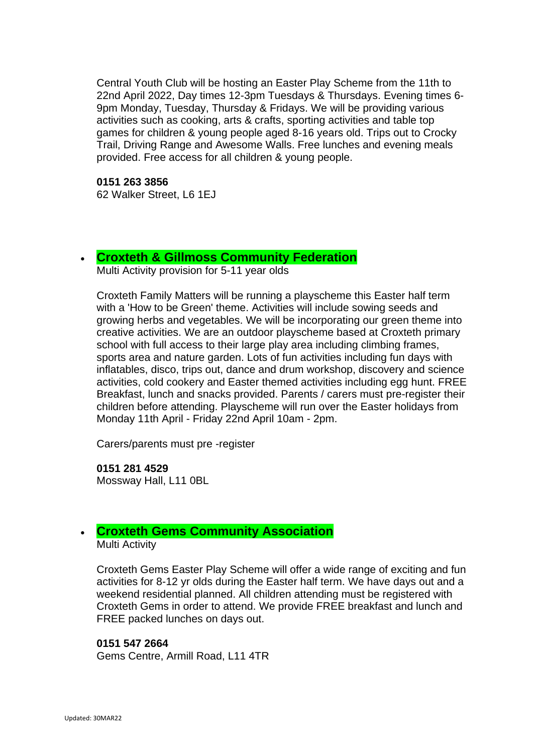Central Youth Club will be hosting an Easter Play Scheme from the 11th to 22nd April 2022, Day times 12-3pm Tuesdays & Thursdays. Evening times 6-9pm Monday, Tuesday, Thursday & Fridays. We will be providing various activities such as cooking, arts & crafts, sporting activities and table top games for children & young people aged 8-16 years old. Trips out to Crocky Trail, Driving Range and Awesome Walls. Free lunches and evening meals provided. Free access for all children & young people.

**0151 263 3856**
62 Walker Street, L6 1EJ

- **Croxteth & Gillmoss Community Federation**
  Multi Activity provision for 5-11 year olds

  Croxteth Family Matters will be running a playscheme this Easter half term with a 'How to be Green' theme. Activities will include sowing seeds and growing herbs and vegetables. We will be incorporating our green theme into creative activities. We are an outdoor playscheme based at Croxteth primary school with full access to their large play area including climbing frames, sports area and nature garden. Lots of fun activities including fun days with inflatables, disco, trips out, dance and drum workshop, discovery and science activities, cold cookery and Easter themed activities including egg hunt. FREE Breakfast, lunch and snacks provided. Parents / carers must pre-register their children before attending. Playscheme will run over the Easter holidays from Monday 11th April - Friday 22nd April 10am - 2pm.

  Carers/parents must pre -register

  **0151 281 4529**
  Mossway Hall, L11 0BL

- **Croxteth Gems Community Association**
  Multi Activity

  Croxteth Gems Easter Play Scheme will offer a wide range of exciting and fun activities for 8-12 yr olds during the Easter half term. We have days out and a weekend residential planned. All children attending must be registered with Croxteth Gems in order to attend. We provide FREE breakfast and lunch and FREE packed lunches on days out.

  **0151 547 2664**
  Gems Centre, Armill Road, L11 4TR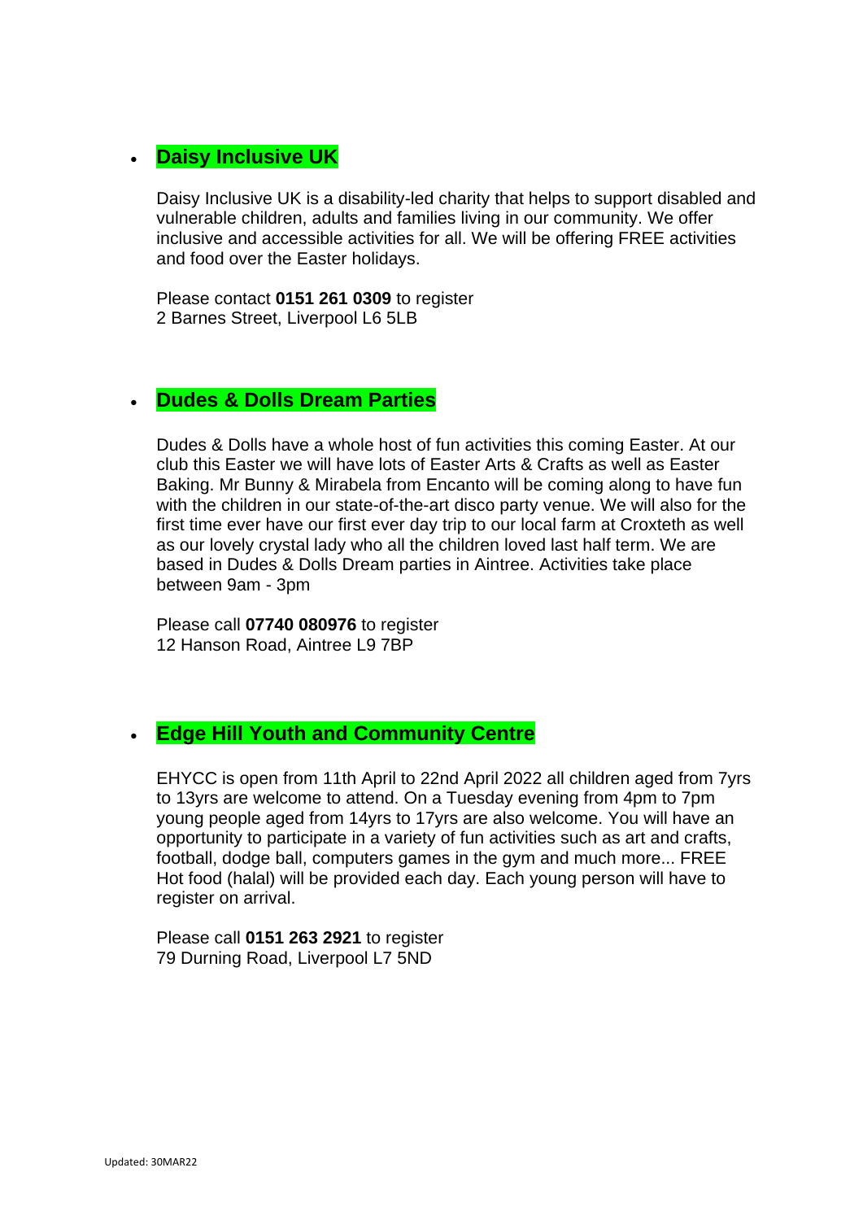- **Daisy Inclusive UK**

  Daisy Inclusive UK is a disability-led charity that helps to support disabled and vulnerable children, adults and families living in our community. We offer inclusive and accessible activities for all. We will be offering FREE activities and food over the Easter holidays.

  Please contact **0151 261 0309** to register
  2 Barnes Street, Liverpool L6 5LB

- **Dudes & Dolls Dream Parties**

  Dudes & Dolls have a whole host of fun activities this coming Easter. At our club this Easter we will have lots of Easter Arts & Crafts as well as Easter Baking. Mr Bunny & Mirabela from Encanto will be coming along to have fun with the children in our state-of-the-art disco party venue. We will also for the first time ever have our first ever day trip to our local farm at Croxteth as well as our lovely crystal lady who all the children loved last half term. We are based in Dudes & Dolls Dream parties in Aintree. Activities take place between 9am - 3pm

  Please call **07740 080976** to register
  12 Hanson Road, Aintree L9 7BP

- **Edge Hill Youth and Community Centre**

  EHYCC is open from 11th April to 22nd April 2022 all children aged from 7yrs to 13yrs are welcome to attend. On a Tuesday evening from 4pm to 7pm young people aged from 14yrs to 17yrs are also welcome. You will have an opportunity to participate in a variety of fun activities such as art and crafts, football, dodge ball, computers games in the gym and much more... FREE Hot food (halal) will be provided each day. Each young person will have to register on arrival.

  Please call **0151 263 2921** to register
  79 Durning Road, Liverpool L7 5ND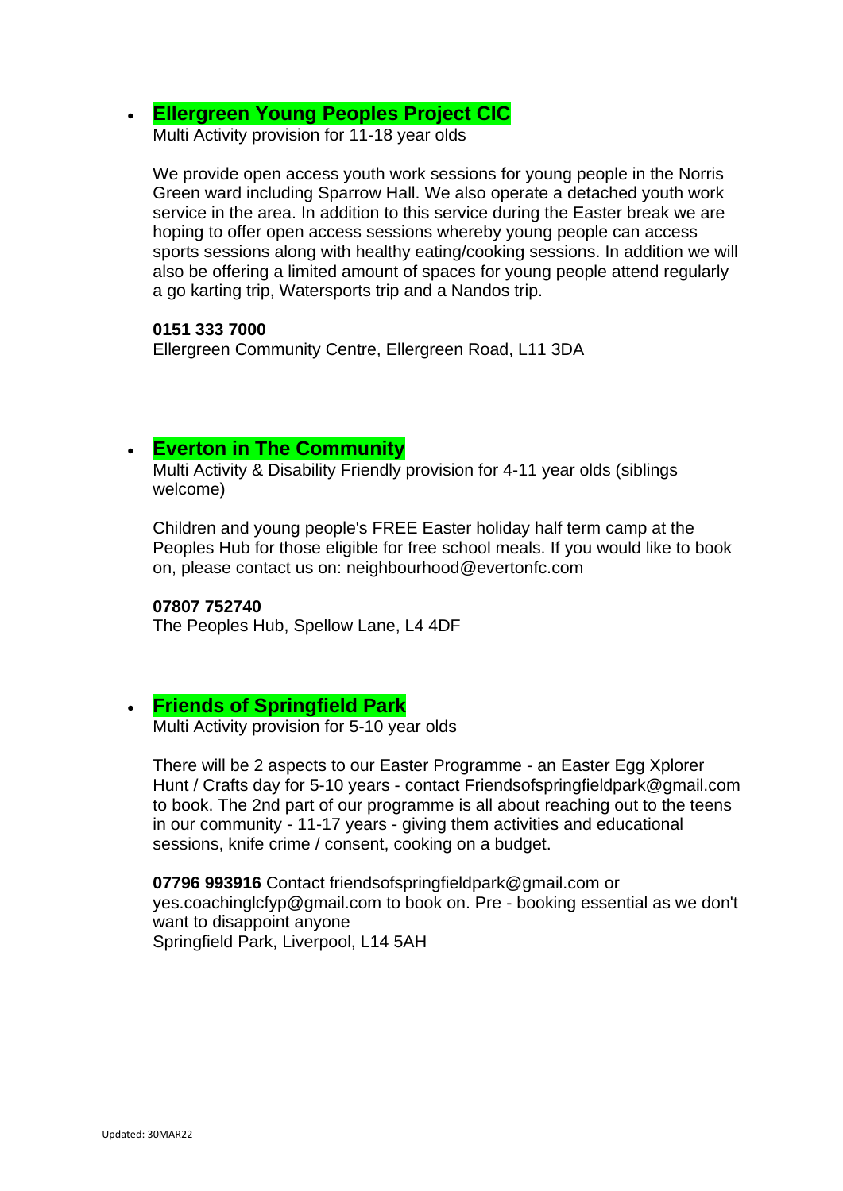- **Ellergreen Young Peoples Project CIC**
  Multi Activity provision for 11-18 year olds

  We provide open access youth work sessions for young people in the Norris Green ward including Sparrow Hall. We also operate a detached youth work service in the area. In addition to this service during the Easter break we are hoping to offer open access sessions whereby young people can access sports sessions along with healthy eating/cooking sessions. In addition we will also be offering a limited amount of spaces for young people attend regularly a go karting trip, Watersports trip and a Nandos trip.

  **0151 333 7000**
  Ellergreen Community Centre, Ellergreen Road, L11 3DA

- **Everton in The Community**
  Multi Activity & Disability Friendly provision for 4-11 year olds (siblings welcome)

  Children and young people's FREE Easter holiday half term camp at the Peoples Hub for those eligible for free school meals. If you would like to book on, please contact us on: neighbourhood@evertonfc.com

  **07807 752740**
  The Peoples Hub, Spellow Lane, L4 4DF

- **Friends of Springfield Park**
  Multi Activity provision for 5-10 year olds

  There will be 2 aspects to our Easter Programme - an Easter Egg Xplorer Hunt / Crafts day for 5-10 years - contact Friendsofspringfieldpark@gmail.com to book. The 2nd part of our programme is all about reaching out to the teens in our community - 11-17 years - giving them activities and educational sessions, knife crime / consent, cooking on a budget.

  **07796 993916** Contact friendsofspringfieldpark@gmail.com or yes.coachinglcfyp@gmail.com to book on. Pre - booking essential as we don't want to disappoint anyone
  Springfield Park, Liverpool, L14 5AH

Updated: 30MAR22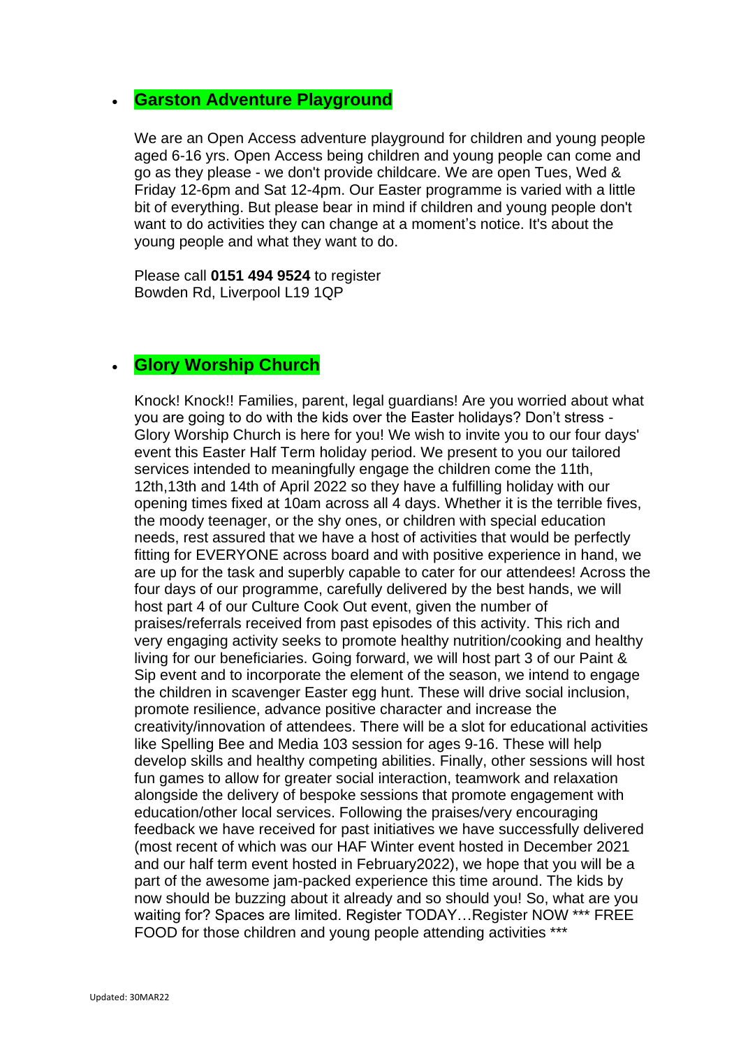- **Garston Adventure Playground**

  We are an Open Access adventure playground for children and young people aged 6-16 yrs. Open Access being children and young people can come and go as they please - we don't provide childcare. We are open Tues, Wed & Friday 12-6pm and Sat 12-4pm. Our Easter programme is varied with a little bit of everything. But please bear in mind if children and young people don't want to do activities they can change at a moment's notice. It's about the young people and what they want to do.

  Please call **0151 494 9524** to register
  Bowden Rd, Liverpool L19 1QP

- **Glory Worship Church**

  Knock! Knock!! Families, parent, legal guardians! Are you worried about what you are going to do with the kids over the Easter holidays? Don't stress - Glory Worship Church is here for you! We wish to invite you to our four days' event this Easter Half Term holiday period. We present to you our tailored services intended to meaningfully engage the children come the 11th, 12th,13th and 14th of April 2022 so they have a fulfilling holiday with our opening times fixed at 10am across all 4 days. Whether it is the terrible fives, the moody teenager, or the shy ones, or children with special education needs, rest assured that we have a host of activities that would be perfectly fitting for EVERYONE across board and with positive experience in hand, we are up for the task and superbly capable to cater for our attendees! Across the four days of our programme, carefully delivered by the best hands, we will host part 4 of our Culture Cook Out event, given the number of praises/referrals received from past episodes of this activity. This rich and very engaging activity seeks to promote healthy nutrition/cooking and healthy living for our beneficiaries. Going forward, we will host part 3 of our Paint & Sip event and to incorporate the element of the season, we intend to engage the children in scavenger Easter egg hunt. These will drive social inclusion, promote resilience, advance positive character and increase the creativity/innovation of attendees. There will be a slot for educational activities like Spelling Bee and Media 103 session for ages 9-16. These will help develop skills and healthy competing abilities. Finally, other sessions will host fun games to allow for greater social interaction, teamwork and relaxation alongside the delivery of bespoke sessions that promote engagement with education/other local services. Following the praises/very encouraging feedback we have received for past initiatives we have successfully delivered (most recent of which was our HAF Winter event hosted in December 2021 and our half term event hosted in February2022), we hope that you will be a part of the awesome jam-packed experience this time around. The kids by now should be buzzing about it already and so should you! So, what are you waiting for? Spaces are limited. Register TODAY…Register NOW *** FREE FOOD for those children and young people attending activities ***

Updated: 30MAR22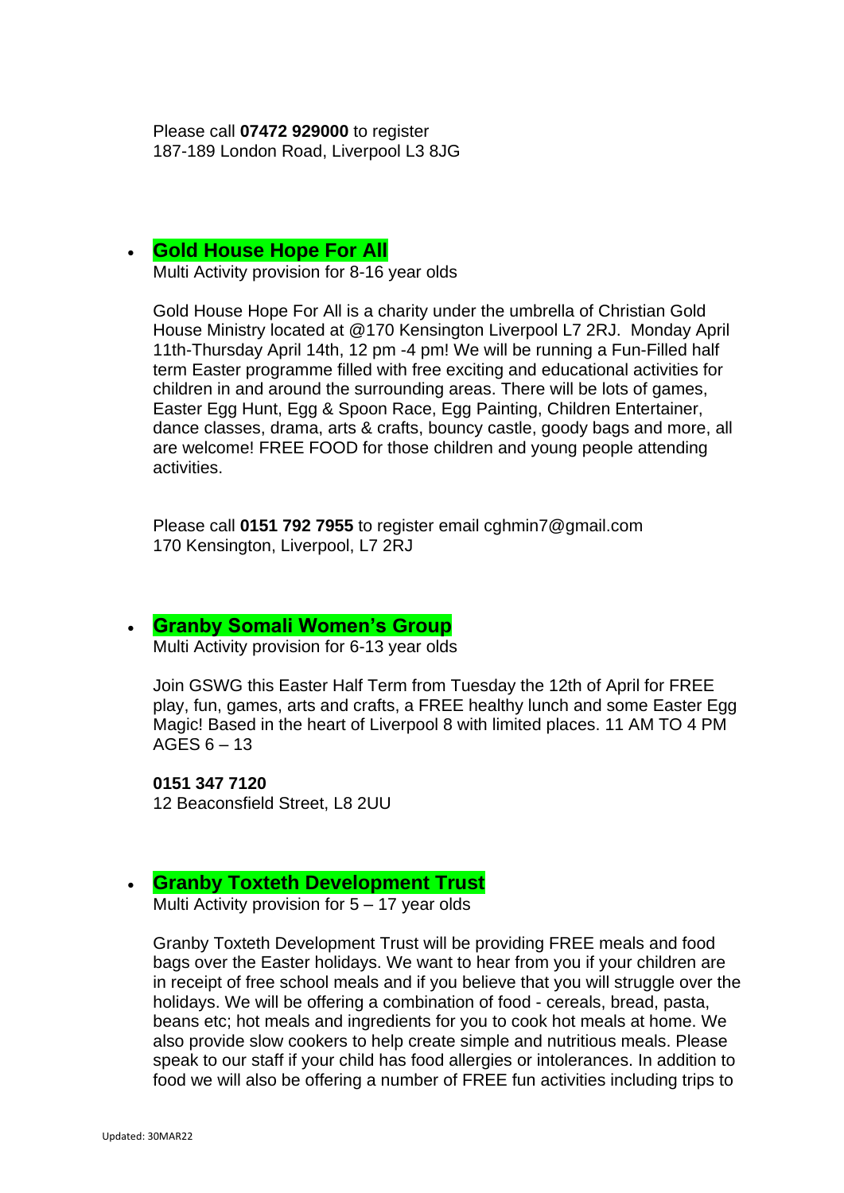Please call **07472 929000** to register
187-189 London Road, Liverpool L3 8JG

- **Gold House Hope For All**
  Multi Activity provision for 8-16 year olds

  Gold House Hope For All is a charity under the umbrella of Christian Gold House Ministry located at @170 Kensington Liverpool L7 2RJ. Monday April 11th-Thursday April 14th, 12 pm -4 pm! We will be running a Fun-Filled half term Easter programme filled with free exciting and educational activities for children in and around the surrounding areas. There will be lots of games, Easter Egg Hunt, Egg & Spoon Race, Egg Painting, Children Entertainer, dance classes, drama, arts & crafts, bouncy castle, goody bags and more, all are welcome! FREE FOOD for those children and young people attending activities.

  Please call **0151 792 7955** to register email cghmin7@gmail.com
  170 Kensington, Liverpool, L7 2RJ

- **Granby Somali Women's Group**
  Multi Activity provision for 6-13 year olds

  Join GSWG this Easter Half Term from Tuesday the 12th of April for FREE play, fun, games, arts and crafts, a FREE healthy lunch and some Easter Egg Magic! Based in the heart of Liverpool 8 with limited places. 11 AM TO 4 PM AGES 6 – 13

  **0151 347 7120**
  12 Beaconsfield Street, L8 2UU

- **Granby Toxteth Development Trust**
  Multi Activity provision for 5 – 17 year olds

  Granby Toxteth Development Trust will be providing FREE meals and food bags over the Easter holidays. We want to hear from you if your children are in receipt of free school meals and if you believe that you will struggle over the holidays. We will be offering a combination of food - cereals, bread, pasta, beans etc; hot meals and ingredients for you to cook hot meals at home. We also provide slow cookers to help create simple and nutritious meals. Please speak to our staff if your child has food allergies or intolerances. In addition to food we will also be offering a number of FREE fun activities including trips to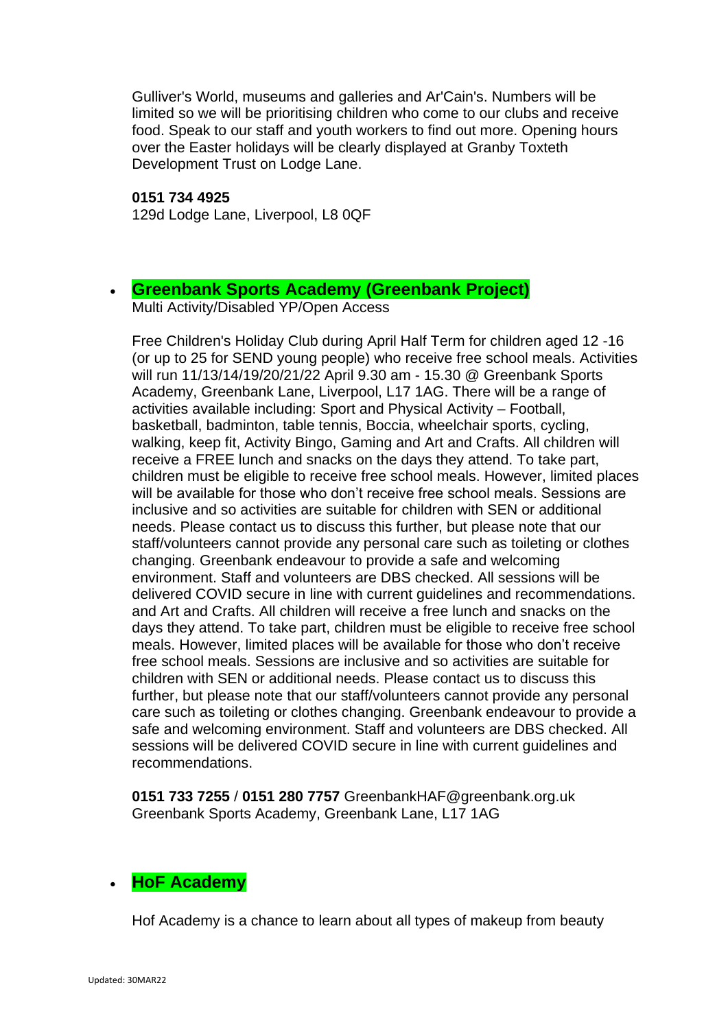Gulliver's World, museums and galleries and Ar'Cain's. Numbers will be limited so we will be prioritising children who come to our clubs and receive food. Speak to our staff and youth workers to find out more. Opening hours over the Easter holidays will be clearly displayed at Granby Toxteth Development Trust on Lodge Lane.

**0151 734 4925**
129d Lodge Lane, Liverpool, L8 0QF

- **Greenbank Sports Academy (Greenbank Project)**
  Multi Activity/Disabled YP/Open Access

  Free Children's Holiday Club during April Half Term for children aged 12 -16 (or up to 25 for SEND young people) who receive free school meals. Activities will run 11/13/14/19/20/21/22 April 9.30 am - 15.30 @ Greenbank Sports Academy, Greenbank Lane, Liverpool, L17 1AG. There will be a range of activities available including: Sport and Physical Activity – Football, basketball, badminton, table tennis, Boccia, wheelchair sports, cycling, walking, keep fit, Activity Bingo, Gaming and Art and Crafts. All children will receive a FREE lunch and snacks on the days they attend. To take part, children must be eligible to receive free school meals. However, limited places will be available for those who don't receive free school meals. Sessions are inclusive and so activities are suitable for children with SEN or additional needs. Please contact us to discuss this further, but please note that our staff/volunteers cannot provide any personal care such as toileting or clothes changing. Greenbank endeavour to provide a safe and welcoming environment. Staff and volunteers are DBS checked. All sessions will be delivered COVID secure in line with current guidelines and recommendations. and Art and Crafts. All children will receive a free lunch and snacks on the days they attend. To take part, children must be eligible to receive free school meals. However, limited places will be available for those who don't receive free school meals. Sessions are inclusive and so activities are suitable for children with SEN or additional needs. Please contact us to discuss this further, but please note that our staff/volunteers cannot provide any personal care such as toileting or clothes changing. Greenbank endeavour to provide a safe and welcoming environment. Staff and volunteers are DBS checked. All sessions will be delivered COVID secure in line with current guidelines and recommendations.

  **0151 733 7255** / **0151 280 7757** GreenbankHAF@greenbank.org.uk
  Greenbank Sports Academy, Greenbank Lane, L17 1AG

- **HoF Academy**

  Hof Academy is a chance to learn about all types of makeup from beauty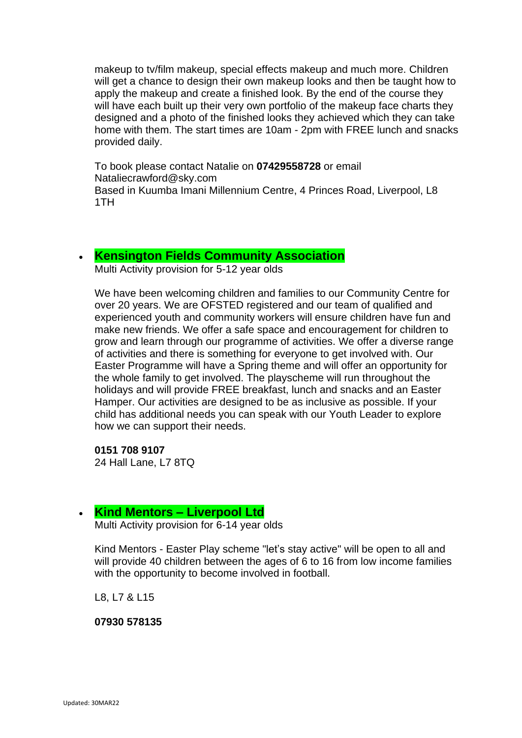makeup to tv/film makeup, special effects makeup and much more. Children will get a chance to design their own makeup looks and then be taught how to apply the makeup and create a finished look. By the end of the course they will have each built up their very own portfolio of the makeup face charts they designed and a photo of the finished looks they achieved which they can take home with them. The start times are 10am - 2pm with FREE lunch and snacks provided daily.

To book please contact Natalie on **07429558728** or email Nataliecrawford@sky.com
Based in Kuumba Imani Millennium Centre, 4 Princes Road, Liverpool, L8 1TH

- **Kensington Fields Community Association**
  Multi Activity provision for 5-12 year olds

  We have been welcoming children and families to our Community Centre for over 20 years. We are OFSTED registered and our team of qualified and experienced youth and community workers will ensure children have fun and make new friends. We offer a safe space and encouragement for children to grow and learn through our programme of activities. We offer a diverse range of activities and there is something for everyone to get involved with. Our Easter Programme will have a Spring theme and will offer an opportunity for the whole family to get involved. The playscheme will run throughout the holidays and will provide FREE breakfast, lunch and snacks and an Easter Hamper. Our activities are designed to be as inclusive as possible. If your child has additional needs you can speak with our Youth Leader to explore how we can support their needs.

  **0151 708 9107**
  24 Hall Lane, L7 8TQ

- **Kind Mentors – Liverpool Ltd**
  Multi Activity provision for 6-14 year olds

  Kind Mentors - Easter Play scheme "let's stay active" will be open to all and will provide 40 children between the ages of 6 to 16 from low income families with the opportunity to become involved in football.

  L8, L7 & L15

  **07930 578135**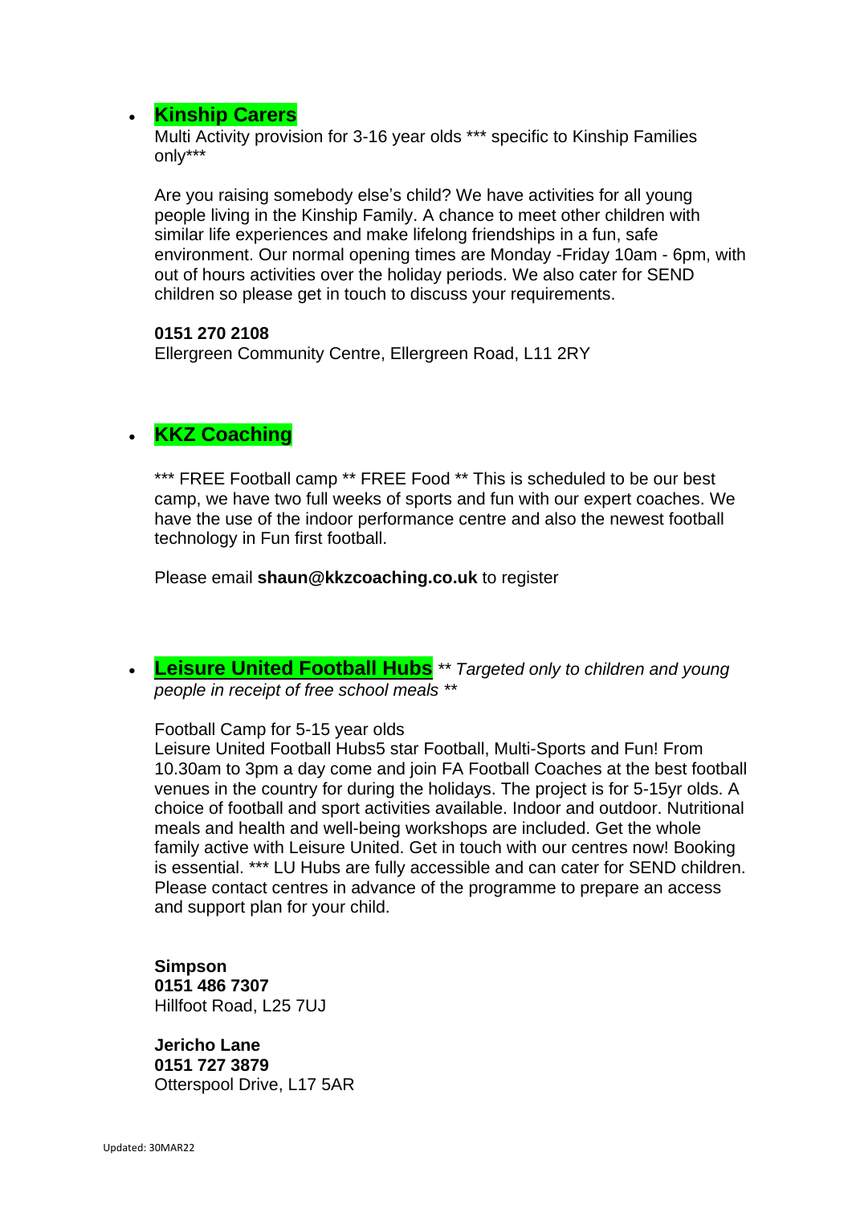- **Kinship Carers**

  Multi Activity provision for 3-16 year olds *** specific to Kinship Families only***

  Are you raising somebody else's child? We have activities for all young people living in the Kinship Family. A chance to meet other children with similar life experiences and make lifelong friendships in a fun, safe environment. Our normal opening times are Monday -Friday 10am - 6pm, with out of hours activities over the holiday periods. We also cater for SEND children so please get in touch to discuss your requirements.

  **0151 270 2108**
  Ellergreen Community Centre, Ellergreen Road, L11 2RY

- **KKZ Coaching**

  *** FREE Football camp ** FREE Food ** This is scheduled to be our best camp, we have two full weeks of sports and fun with our expert coaches. We have the use of the indoor performance centre and also the newest football technology in Fun first football.

  Please email **shaun@kkzcoaching.co.uk** to register

- **Leisure United Football Hubs** *** Targeted only to children and young people in receipt of free school meals ***

  Football Camp for 5-15 year olds
  Leisure United Football Hubs5 star Football, Multi-Sports and Fun! From 10.30am to 3pm a day come and join FA Football Coaches at the best football venues in the country for during the holidays. The project is for 5-15yr olds. A choice of football and sport activities available. Indoor and outdoor. Nutritional meals and health and well-being workshops are included. Get the whole family active with Leisure United. Get in touch with our centres now! Booking is essential. *** LU Hubs are fully accessible and can cater for SEND children. Please contact centres in advance of the programme to prepare an access and support plan for your child.

  **Simpson**
  **0151 486 7307**
  Hillfoot Road, L25 7UJ

  **Jericho Lane**
  **0151 727 3879**
  Otterspool Drive, L17 5AR

Updated: 30MAR22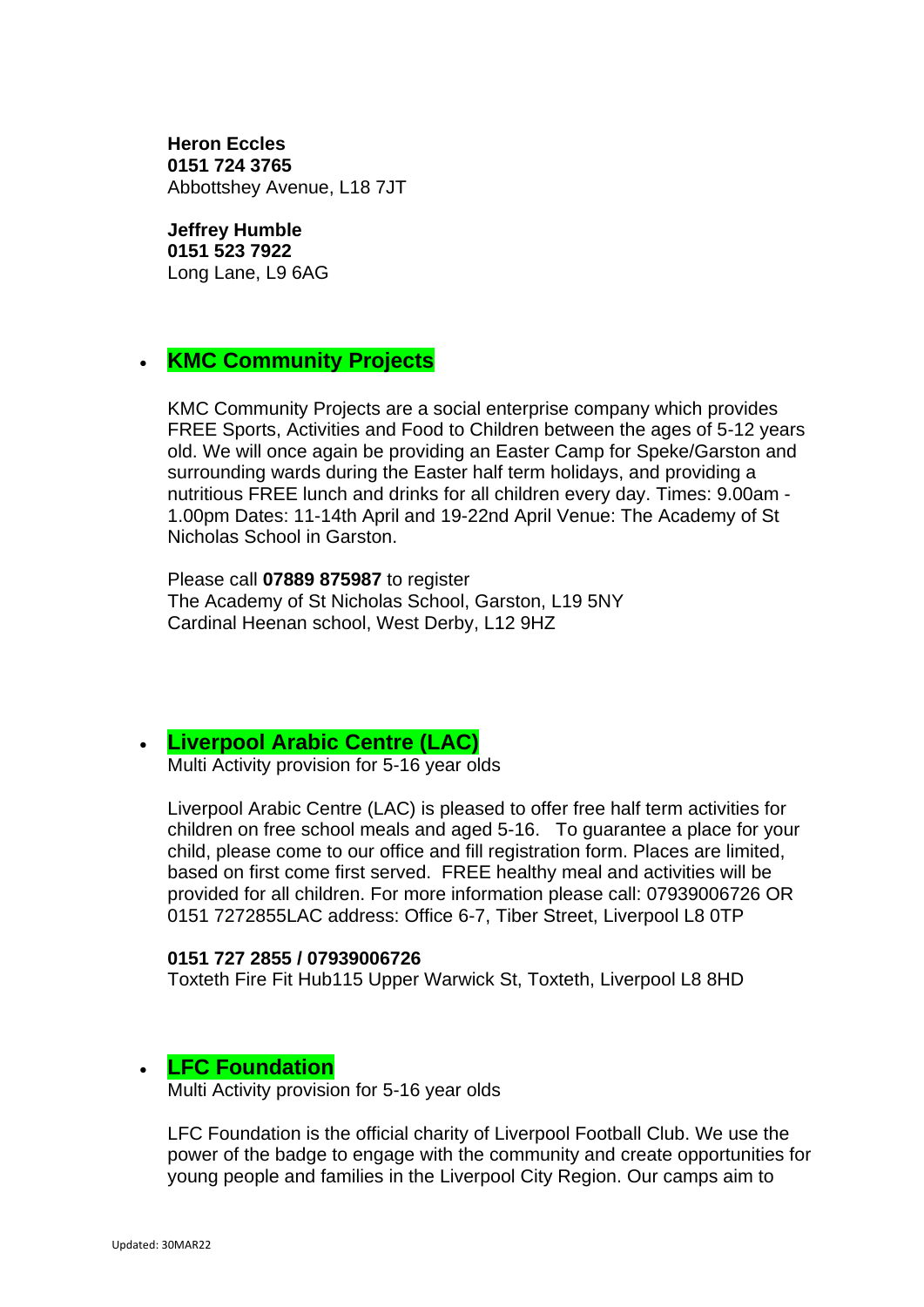**Heron Eccles**
**0151 724 3765**
Abbottshey Avenue, L18 7JT

**Jeffrey Humble**
**0151 523 7922**
Long Lane, L9 6AG

- **KMC Community Projects**

  KMC Community Projects are a social enterprise company which provides FREE Sports, Activities and Food to Children between the ages of 5-12 years old. We will once again be providing an Easter Camp for Speke/Garston and surrounding wards during the Easter half term holidays, and providing a nutritious FREE lunch and drinks for all children every day. Times: 9.00am - 1.00pm Dates: 11-14th April and 19-22nd April Venue: The Academy of St Nicholas School in Garston.

  Please call **07889 875987** to register
  The Academy of St Nicholas School, Garston, L19 5NY
  Cardinal Heenan school, West Derby, L12 9HZ

- **Liverpool Arabic Centre (LAC)**
  Multi Activity provision for 5-16 year olds

  Liverpool Arabic Centre (LAC) is pleased to offer free half term activities for children on free school meals and aged 5-16. To guarantee a place for your child, please come to our office and fill registration form. Places are limited, based on first come first served. FREE healthy meal and activities will be provided for all children. For more information please call: 07939006726 OR 0151 7272855LAC address: Office 6-7, Tiber Street, Liverpool L8 0TP

  **0151 727 2855 / 07939006726**
  Toxteth Fire Fit Hub115 Upper Warwick St, Toxteth, Liverpool L8 8HD

- **LFC Foundation**
  Multi Activity provision for 5-16 year olds

  LFC Foundation is the official charity of Liverpool Football Club. We use the power of the badge to engage with the community and create opportunities for young people and families in the Liverpool City Region. Our camps aim to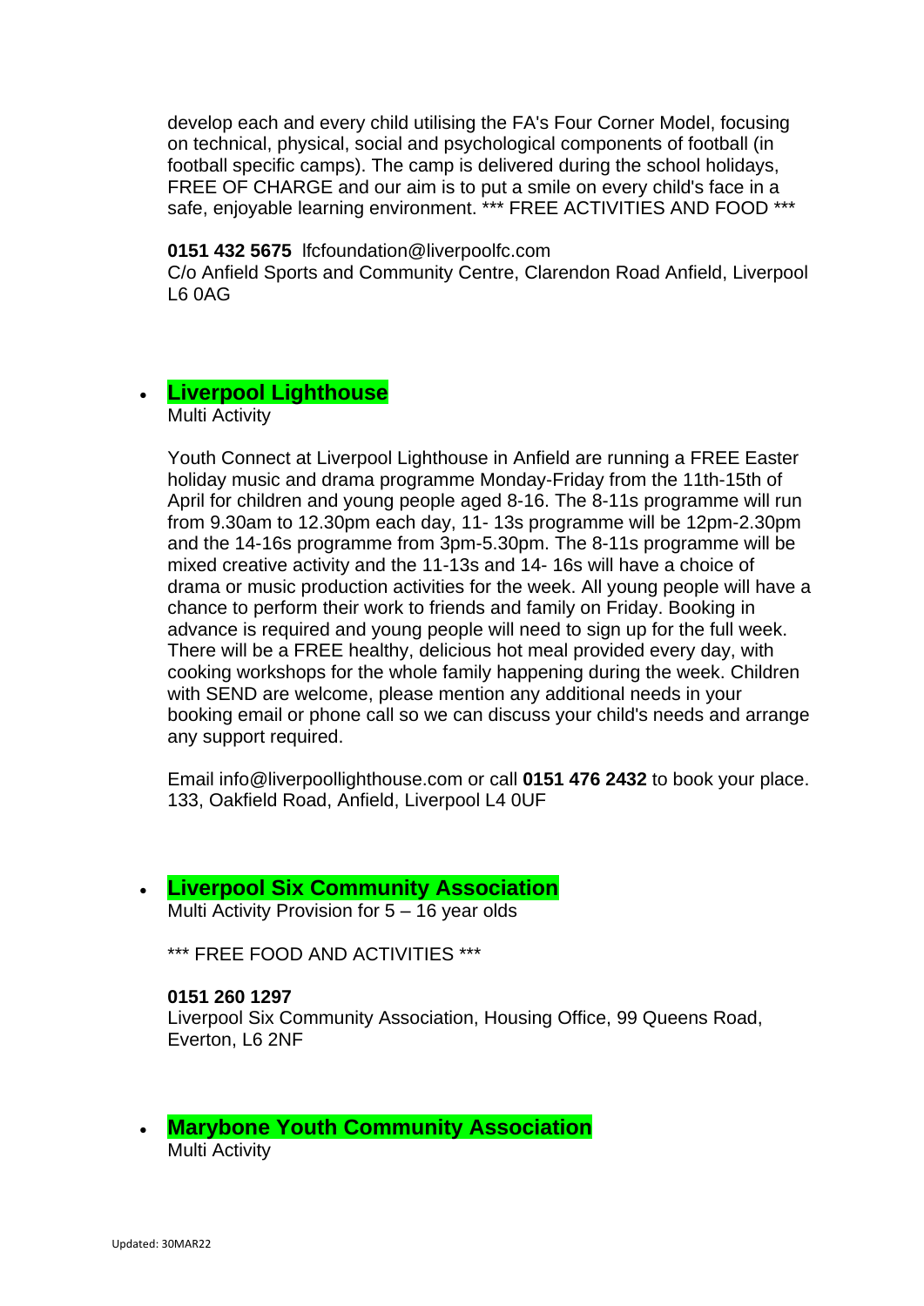develop each and every child utilising the FA's Four Corner Model, focusing on technical, physical, social and psychological components of football (in football specific camps). The camp is delivered during the school holidays, FREE OF CHARGE and our aim is to put a smile on every child's face in a safe, enjoyable learning environment. *** FREE ACTIVITIES AND FOOD ***

**0151 432 5675** lfcfoundation@liverpoolfc.com
C/o Anfield Sports and Community Centre, Clarendon Road Anfield, Liverpool L6 0AG

- **Liverpool Lighthouse**
  Multi Activity

  Youth Connect at Liverpool Lighthouse in Anfield are running a FREE Easter holiday music and drama programme Monday-Friday from the 11th-15th of April for children and young people aged 8-16. The 8-11s programme will run from 9.30am to 12.30pm each day, 11- 13s programme will be 12pm-2.30pm and the 14-16s programme from 3pm-5.30pm. The 8-11s programme will be mixed creative activity and the 11-13s and 14- 16s will have a choice of drama or music production activities for the week. All young people will have a chance to perform their work to friends and family on Friday. Booking in advance is required and young people will need to sign up for the full week. There will be a FREE healthy, delicious hot meal provided every day, with cooking workshops for the whole family happening during the week. Children with SEND are welcome, please mention any additional needs in your booking email or phone call so we can discuss your child's needs and arrange any support required.

  Email info@liverpoollighthouse.com or call **0151 476 2432** to book your place.
  133, Oakfield Road, Anfield, Liverpool L4 0UF

- **Liverpool Six Community Association**
  Multi Activity Provision for 5 – 16 year olds

  *** FREE FOOD AND ACTIVITIES ***

  **0151 260 1297**
  Liverpool Six Community Association, Housing Office, 99 Queens Road, Everton, L6 2NF

- **Marybone Youth Community Association**
  Multi Activity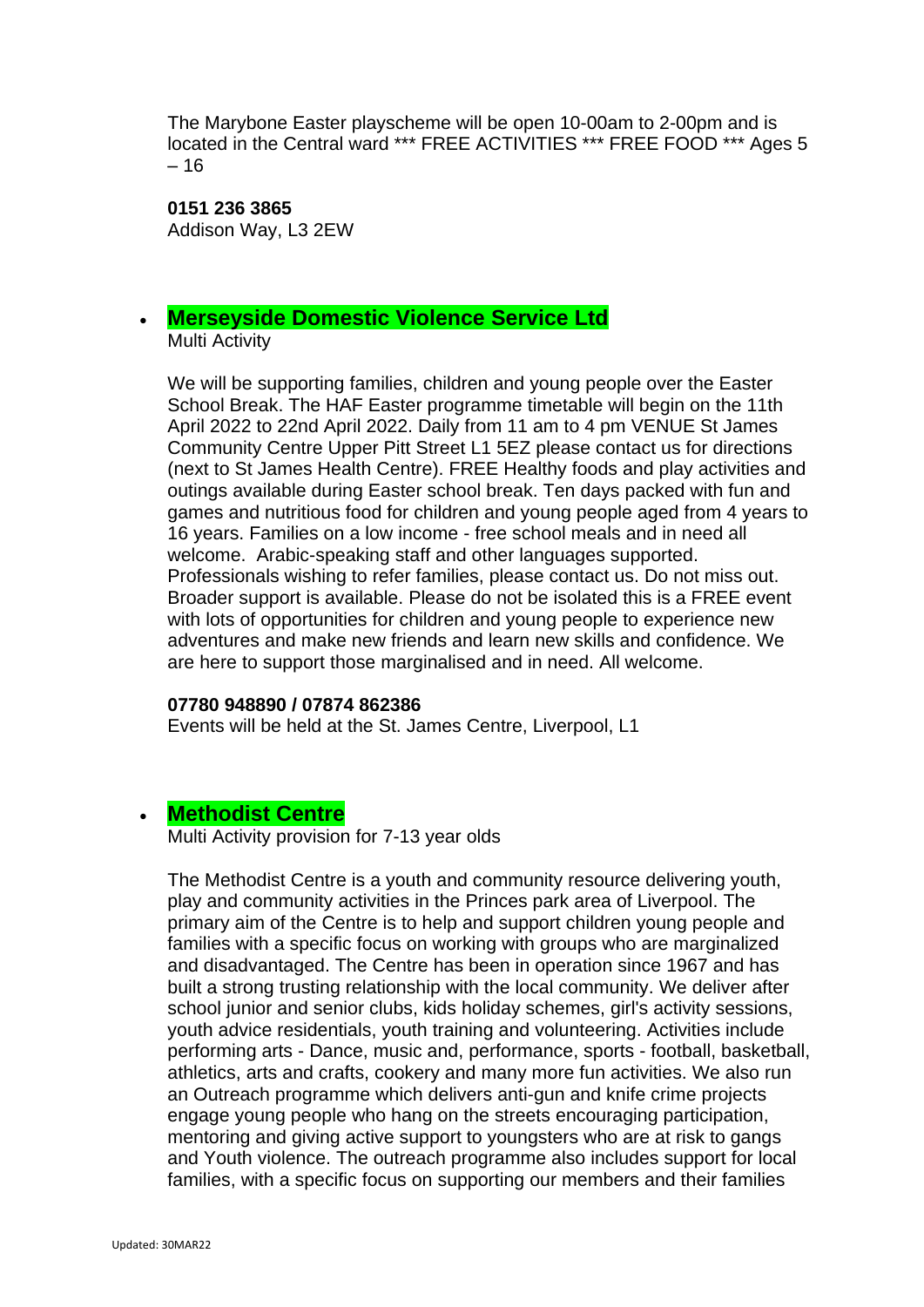The Marybone Easter playscheme will be open 10-00am to 2-00pm and is located in the Central ward *** FREE ACTIVITIES *** FREE FOOD *** Ages 5 – 16

**0151 236 3865**
Addison Way, L3 2EW

- **Merseyside Domestic Violence Service Ltd**
  Multi Activity

  We will be supporting families, children and young people over the Easter School Break. The HAF Easter programme timetable will begin on the 11th April 2022 to 22nd April 2022. Daily from 11 am to 4 pm VENUE St James Community Centre Upper Pitt Street L1 5EZ please contact us for directions (next to St James Health Centre). FREE Healthy foods and play activities and outings available during Easter school break. Ten days packed with fun and games and nutritious food for children and young people aged from 4 years to 16 years. Families on a low income - free school meals and in need all welcome. Arabic-speaking staff and other languages supported. Professionals wishing to refer families, please contact us. Do not miss out. Broader support is available. Please do not be isolated this is a FREE event with lots of opportunities for children and young people to experience new adventures and make new friends and learn new skills and confidence. We are here to support those marginalised and in need. All welcome.

  **07780 948890 / 07874 862386**
  Events will be held at the St. James Centre, Liverpool, L1

- **Methodist Centre**
  Multi Activity provision for 7-13 year olds

  The Methodist Centre is a youth and community resource delivering youth, play and community activities in the Princes park area of Liverpool. The primary aim of the Centre is to help and support children young people and families with a specific focus on working with groups who are marginalized and disadvantaged. The Centre has been in operation since 1967 and has built a strong trusting relationship with the local community. We deliver after school junior and senior clubs, kids holiday schemes, girl's activity sessions, youth advice residentials, youth training and volunteering. Activities include performing arts - Dance, music and, performance, sports - football, basketball, athletics, arts and crafts, cookery and many more fun activities. We also run an Outreach programme which delivers anti-gun and knife crime projects engage young people who hang on the streets encouraging participation, mentoring and giving active support to youngsters who are at risk to gangs and Youth violence. The outreach programme also includes support for local families, with a specific focus on supporting our members and their families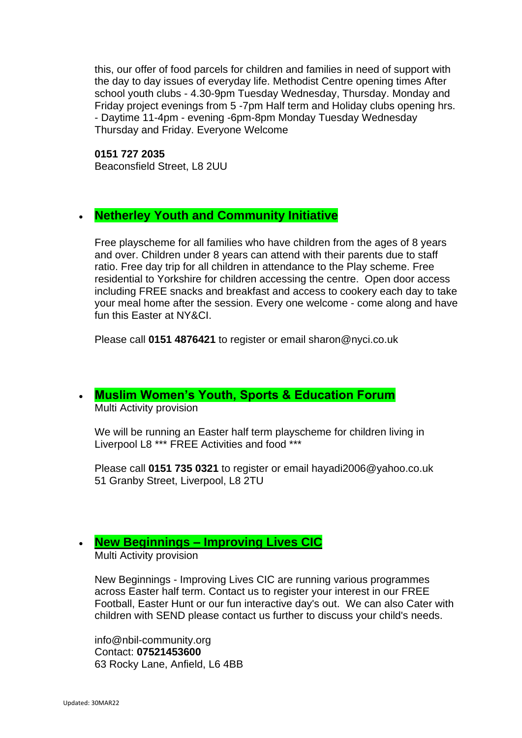this, our offer of food parcels for children and families in need of support with the day to day issues of everyday life. Methodist Centre opening times After school youth clubs - 4.30-9pm Tuesday Wednesday, Thursday. Monday and Friday project evenings from 5 -7pm Half term and Holiday clubs opening hrs. - Daytime 11-4pm - evening -6pm-8pm Monday Tuesday Wednesday Thursday and Friday. Everyone Welcome

**0151 727 2035**
Beaconsfield Street, L8 2UU

- **Netherley Youth and Community Initiative**

  Free playscheme for all families who have children from the ages of 8 years and over. Children under 8 years can attend with their parents due to staff ratio. Free day trip for all children in attendance to the Play scheme. Free residential to Yorkshire for children accessing the centre. Open door access including FREE snacks and breakfast and access to cookery each day to take your meal home after the session. Every one welcome - come along and have fun this Easter at NY&CI.

  Please call **0151 4876421** to register or email sharon@nyci.co.uk

- **Muslim Women's Youth, Sports & Education Forum**
  Multi Activity provision

  We will be running an Easter half term playscheme for children living in Liverpool L8 *** FREE Activities and food ***

  Please call **0151 735 0321** to register or email hayadi2006@yahoo.co.uk
  51 Granby Street, Liverpool, L8 2TU

- **New Beginnings – Improving Lives CIC**
  Multi Activity provision

  New Beginnings - Improving Lives CIC are running various programmes across Easter half term. Contact us to register your interest in our FREE Football, Easter Hunt or our fun interactive day's out. We can also Cater with children with SEND please contact us further to discuss your child's needs.

  info@nbil-community.org
  Contact: **07521453600**
  63 Rocky Lane, Anfield, L6 4BB

Updated: 30MAR22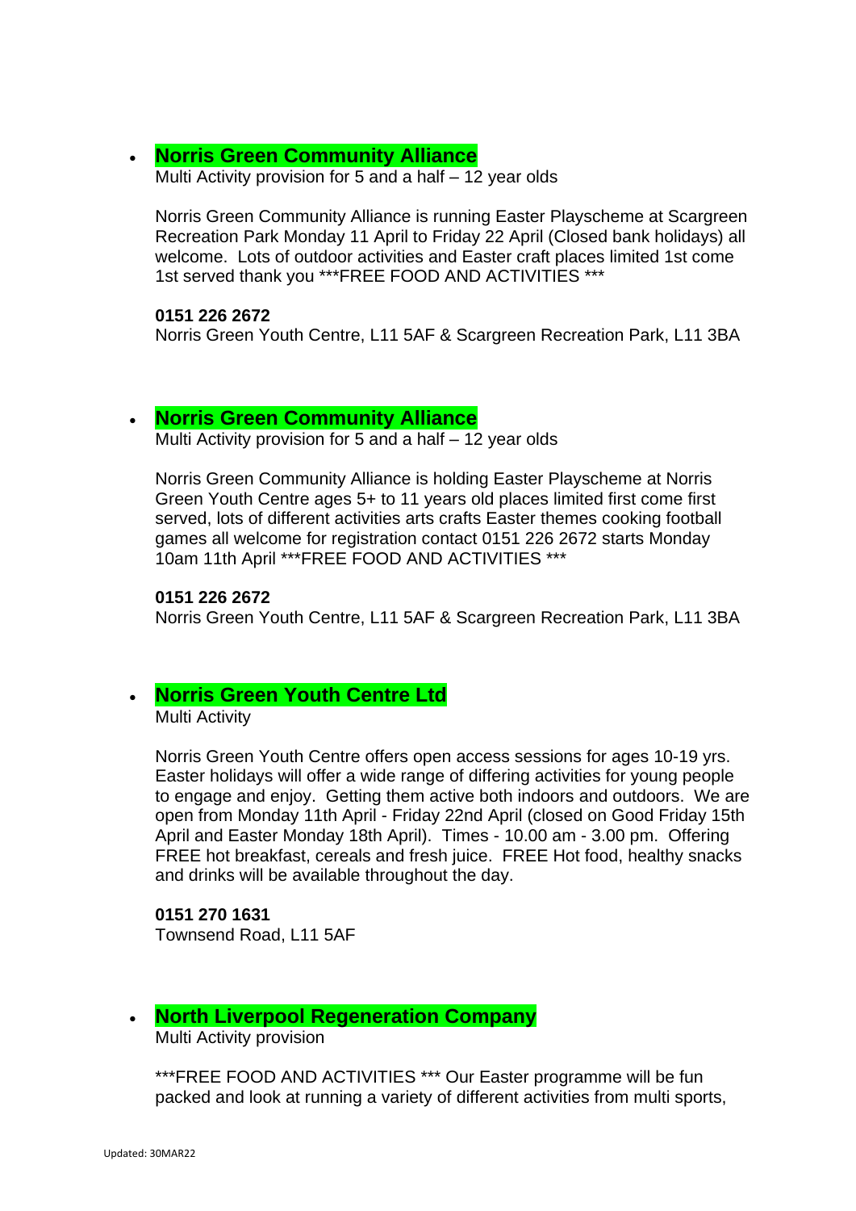- **Norris Green Community Alliance**
  Multi Activity provision for 5 and a half – 12 year olds

  Norris Green Community Alliance is running Easter Playscheme at Scargreen Recreation Park Monday 11 April to Friday 22 April (Closed bank holidays) all welcome. Lots of outdoor activities and Easter craft places limited 1st come 1st served thank you ***FREE FOOD AND ACTIVITIES ***

  **0151 226 2672**
  Norris Green Youth Centre, L11 5AF & Scargreen Recreation Park, L11 3BA

- **Norris Green Community Alliance**
  Multi Activity provision for 5 and a half – 12 year olds

  Norris Green Community Alliance is holding Easter Playscheme at Norris Green Youth Centre ages 5+ to 11 years old places limited first come first served, lots of different activities arts crafts Easter themes cooking football games all welcome for registration contact 0151 226 2672 starts Monday 10am 11th April ***FREE FOOD AND ACTIVITIES ***

  **0151 226 2672**
  Norris Green Youth Centre, L11 5AF & Scargreen Recreation Park, L11 3BA

- **Norris Green Youth Centre Ltd**
  Multi Activity

  Norris Green Youth Centre offers open access sessions for ages 10-19 yrs. Easter holidays will offer a wide range of differing activities for young people to engage and enjoy. Getting them active both indoors and outdoors. We are open from Monday 11th April - Friday 22nd April (closed on Good Friday 15th April and Easter Monday 18th April). Times - 10.00 am - 3.00 pm. Offering FREE hot breakfast, cereals and fresh juice. FREE Hot food, healthy snacks and drinks will be available throughout the day.

  **0151 270 1631**
  Townsend Road, L11 5AF

- **North Liverpool Regeneration Company**
  Multi Activity provision

  ***FREE FOOD AND ACTIVITIES *** Our Easter programme will be fun packed and look at running a variety of different activities from multi sports,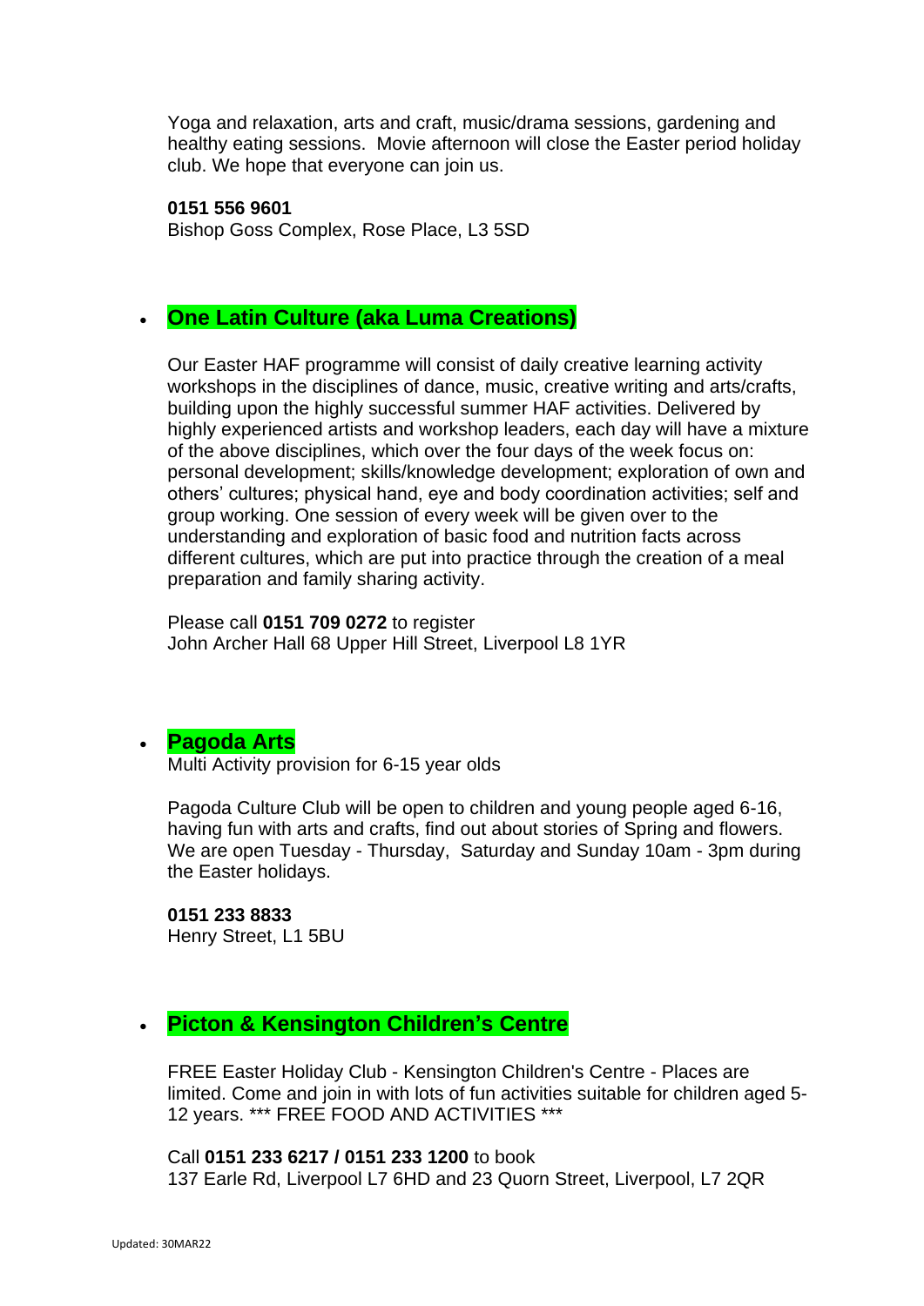Yoga and relaxation, arts and craft, music/drama sessions, gardening and healthy eating sessions. Movie afternoon will close the Easter period holiday club. We hope that everyone can join us.

**0151 556 9601**
Bishop Goss Complex, Rose Place, L3 5SD

- **One Latin Culture (aka Luma Creations)**

  Our Easter HAF programme will consist of daily creative learning activity workshops in the disciplines of dance, music, creative writing and arts/crafts, building upon the highly successful summer HAF activities. Delivered by highly experienced artists and workshop leaders, each day will have a mixture of the above disciplines, which over the four days of the week focus on: personal development; skills/knowledge development; exploration of own and others' cultures; physical hand, eye and body coordination activities; self and group working. One session of every week will be given over to the understanding and exploration of basic food and nutrition facts across different cultures, which are put into practice through the creation of a meal preparation and family sharing activity.

  Please call **0151 709 0272** to register
  John Archer Hall 68 Upper Hill Street, Liverpool L8 1YR

- **Pagoda Arts**
  Multi Activity provision for 6-15 year olds

  Pagoda Culture Club will be open to children and young people aged 6-16, having fun with arts and crafts, find out about stories of Spring and flowers. We are open Tuesday - Thursday, Saturday and Sunday 10am - 3pm during the Easter holidays.

  **0151 233 8833**
  Henry Street, L1 5BU

- **Picton & Kensington Children's Centre**

  FREE Easter Holiday Club - Kensington Children's Centre - Places are limited. Come and join in with lots of fun activities suitable for children aged 5-12 years. *** FREE FOOD AND ACTIVITIES ***

  Call **0151 233 6217 / 0151 233 1200** to book
  137 Earle Rd, Liverpool L7 6HD and 23 Quorn Street, Liverpool, L7 2QR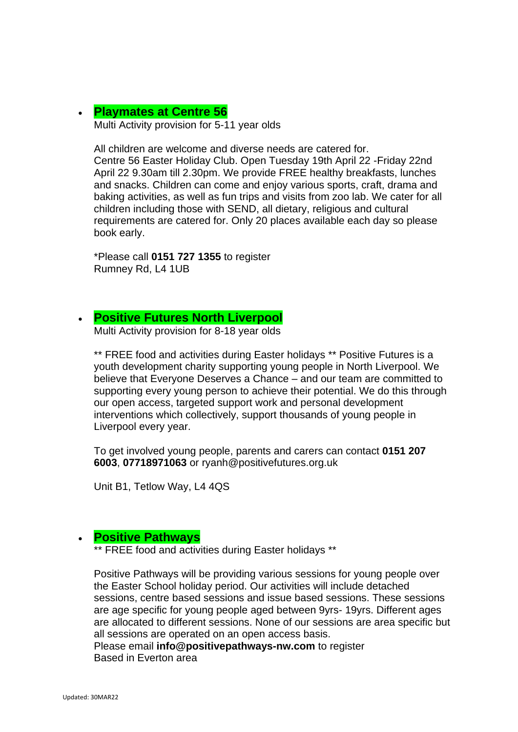- **Playmates at Centre 56**
  Multi Activity provision for 5-11 year olds

  All children are welcome and diverse needs are catered for.
  Centre 56 Easter Holiday Club. Open Tuesday 19th April 22 -Friday 22nd April 22 9.30am till 2.30pm. We provide FREE healthy breakfasts, lunches and snacks. Children can come and enjoy various sports, craft, drama and baking activities, as well as fun trips and visits from zoo lab. We cater for all children including those with SEND, all dietary, religious and cultural requirements are catered for. Only 20 places available each day so please book early.

  *Please call **0151 727 1355** to register
  Rumney Rd, L4 1UB

- **Positive Futures North Liverpool**
  Multi Activity provision for 8-18 year olds

  ** FREE food and activities during Easter holidays ** Positive Futures is a youth development charity supporting young people in North Liverpool. We believe that Everyone Deserves a Chance – and our team are committed to supporting every young person to achieve their potential. We do this through our open access, targeted support work and personal development interventions which collectively, support thousands of young people in Liverpool every year.

  To get involved young people, parents and carers can contact **0151 207 6003**, **07718971063** or ryanh@positivefutures.org.uk

  Unit B1, Tetlow Way, L4 4QS

- **Positive Pathways**
  ** FREE food and activities during Easter holidays **

  Positive Pathways will be providing various sessions for young people over the Easter School holiday period. Our activities will include detached sessions, centre based sessions and issue based sessions. These sessions are age specific for young people aged between 9yrs- 19yrs. Different ages are allocated to different sessions. None of our sessions are area specific but all sessions are operated on an open access basis.
  Please email **info@positivepathways-nw.com** to register
  Based in Everton area

Updated: 30MAR22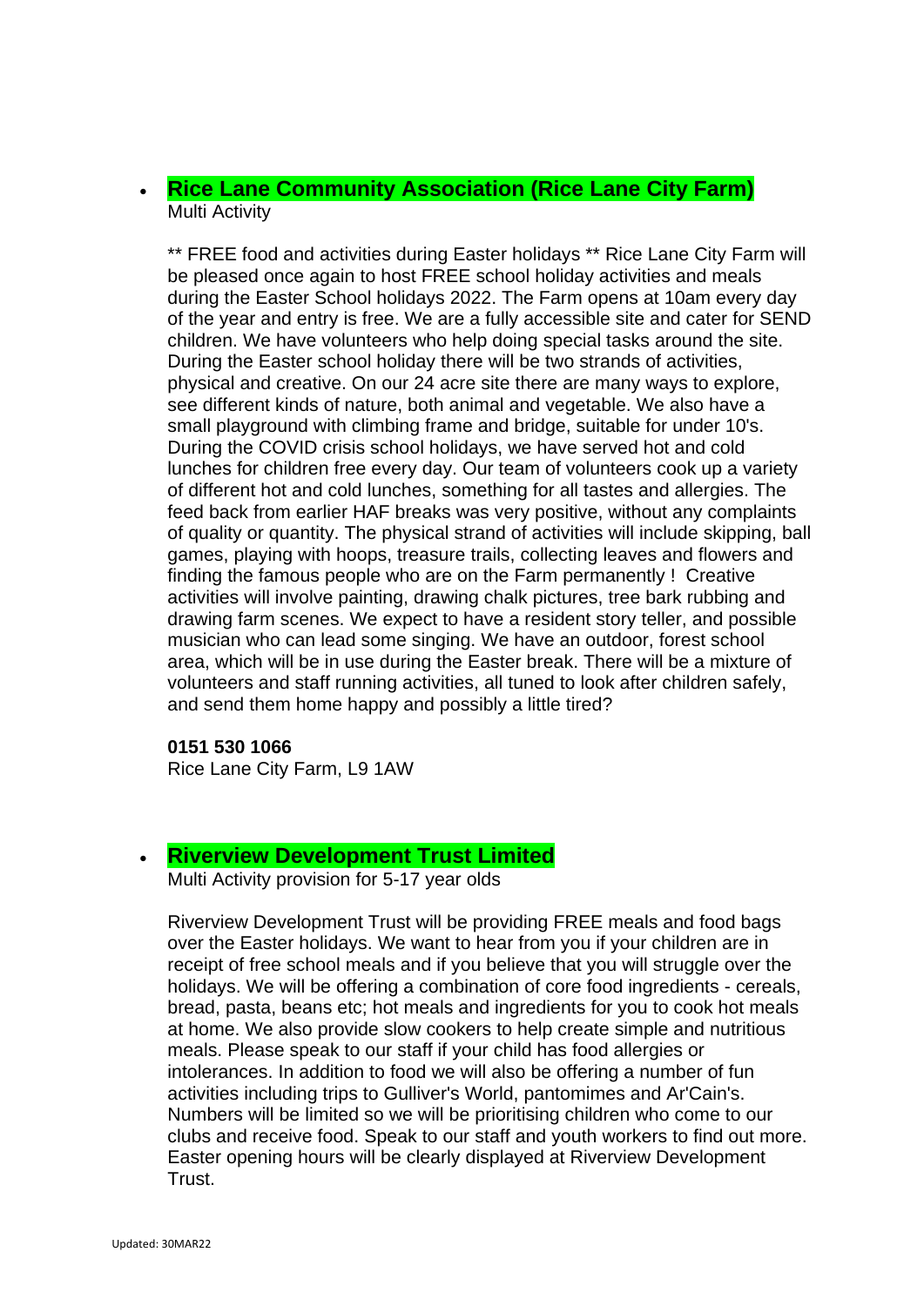- **Rice Lane Community Association (Rice Lane City Farm)**

  Multi Activity

  ** FREE food and activities during Easter holidays ** Rice Lane City Farm will be pleased once again to host FREE school holiday activities and meals during the Easter School holidays 2022. The Farm opens at 10am every day of the year and entry is free. We are a fully accessible site and cater for SEND children. We have volunteers who help doing special tasks around the site. During the Easter school holiday there will be two strands of activities, physical and creative. On our 24 acre site there are many ways to explore, see different kinds of nature, both animal and vegetable. We also have a small playground with climbing frame and bridge, suitable for under 10's. During the COVID crisis school holidays, we have served hot and cold lunches for children free every day. Our team of volunteers cook up a variety of different hot and cold lunches, something for all tastes and allergies. The feed back from earlier HAF breaks was very positive, without any complaints of quality or quantity. The physical strand of activities will include skipping, ball games, playing with hoops, treasure trails, collecting leaves and flowers and finding the famous people who are on the Farm permanently ! Creative activities will involve painting, drawing chalk pictures, tree bark rubbing and drawing farm scenes. We expect to have a resident story teller, and possible musician who can lead some singing. We have an outdoor, forest school area, which will be in use during the Easter break. There will be a mixture of volunteers and staff running activities, all tuned to look after children safely, and send them home happy and possibly a little tired?

  **0151 530 1066**

  Rice Lane City Farm, L9 1AW

- **Riverview Development Trust Limited**

  Multi Activity provision for 5-17 year olds

  Riverview Development Trust will be providing FREE meals and food bags over the Easter holidays. We want to hear from you if your children are in receipt of free school meals and if you believe that you will struggle over the holidays. We will be offering a combination of core food ingredients - cereals, bread, pasta, beans etc; hot meals and ingredients for you to cook hot meals at home. We also provide slow cookers to help create simple and nutritious meals. Please speak to our staff if your child has food allergies or intolerances. In addition to food we will also be offering a number of fun activities including trips to Gulliver's World, pantomimes and Ar'Cain's. Numbers will be limited so we will be prioritising children who come to our clubs and receive food. Speak to our staff and youth workers to find out more. Easter opening hours will be clearly displayed at Riverview Development Trust.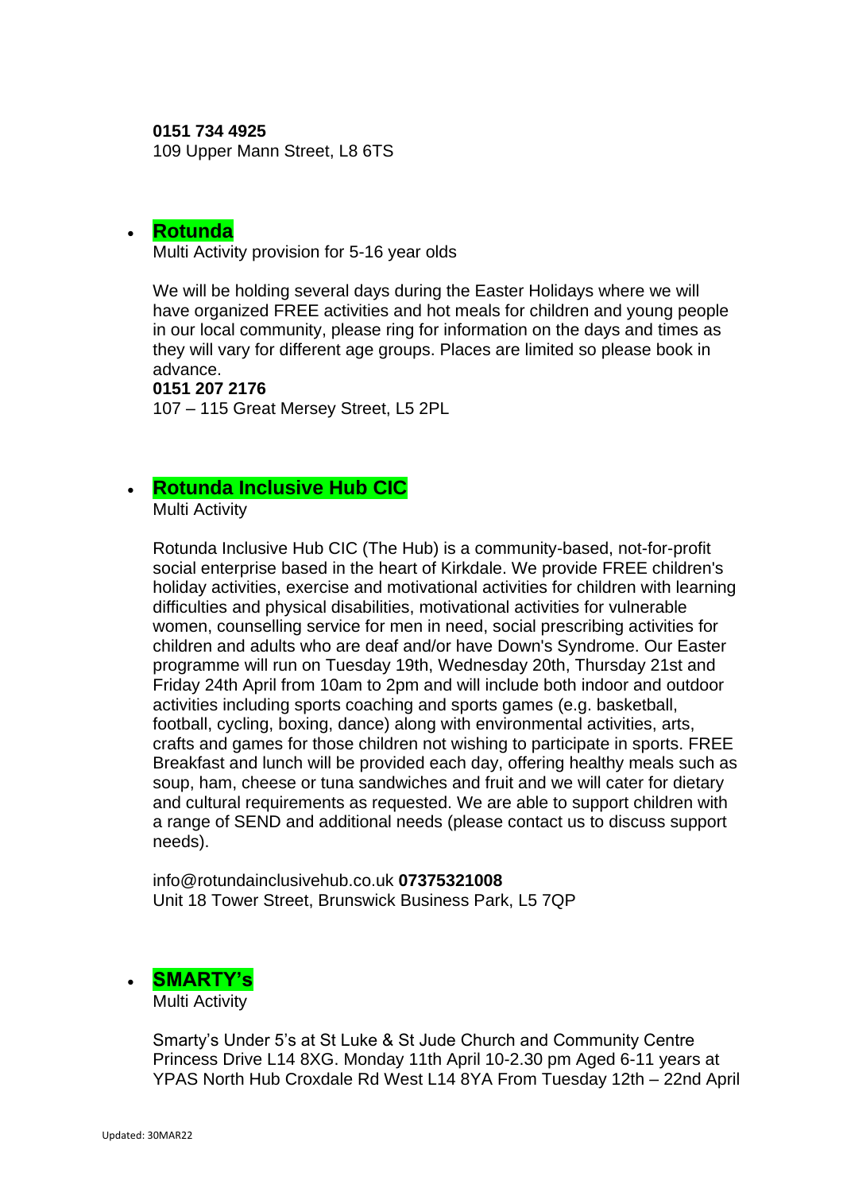**0151 734 4925**
109 Upper Mann Street, L8 6TS

- **Rotunda**

  Multi Activity provision for 5-16 year olds

  We will be holding several days during the Easter Holidays where we will have organized FREE activities and hot meals for children and young people in our local community, please ring for information on the days and times as they will vary for different age groups. Places are limited so please book in advance.

  **0151 207 2176**
  107 – 115 Great Mersey Street, L5 2PL

- **Rotunda Inclusive Hub CIC**

  Multi Activity

  Rotunda Inclusive Hub CIC (The Hub) is a community-based, not-for-profit social enterprise based in the heart of Kirkdale. We provide FREE children's holiday activities, exercise and motivational activities for children with learning difficulties and physical disabilities, motivational activities for vulnerable women, counselling service for men in need, social prescribing activities for children and adults who are deaf and/or have Down's Syndrome. Our Easter programme will run on Tuesday 19th, Wednesday 20th, Thursday 21st and Friday 24th April from 10am to 2pm and will include both indoor and outdoor activities including sports coaching and sports games (e.g. basketball, football, cycling, boxing, dance) along with environmental activities, arts, crafts and games for those children not wishing to participate in sports. FREE Breakfast and lunch will be provided each day, offering healthy meals such as soup, ham, cheese or tuna sandwiches and fruit and we will cater for dietary and cultural requirements as requested. We are able to support children with a range of SEND and additional needs (please contact us to discuss support needs).

  info@rotundainclusivehub.co.uk **07375321008**
  Unit 18 Tower Street, Brunswick Business Park, L5 7QP

- **SMARTY's**

  Multi Activity

  Smarty's Under 5's at St Luke & St Jude Church and Community Centre Princess Drive L14 8XG. Monday 11th April 10-2.30 pm Aged 6-11 years at YPAS North Hub Croxdale Rd West L14 8YA From Tuesday 12th – 22nd April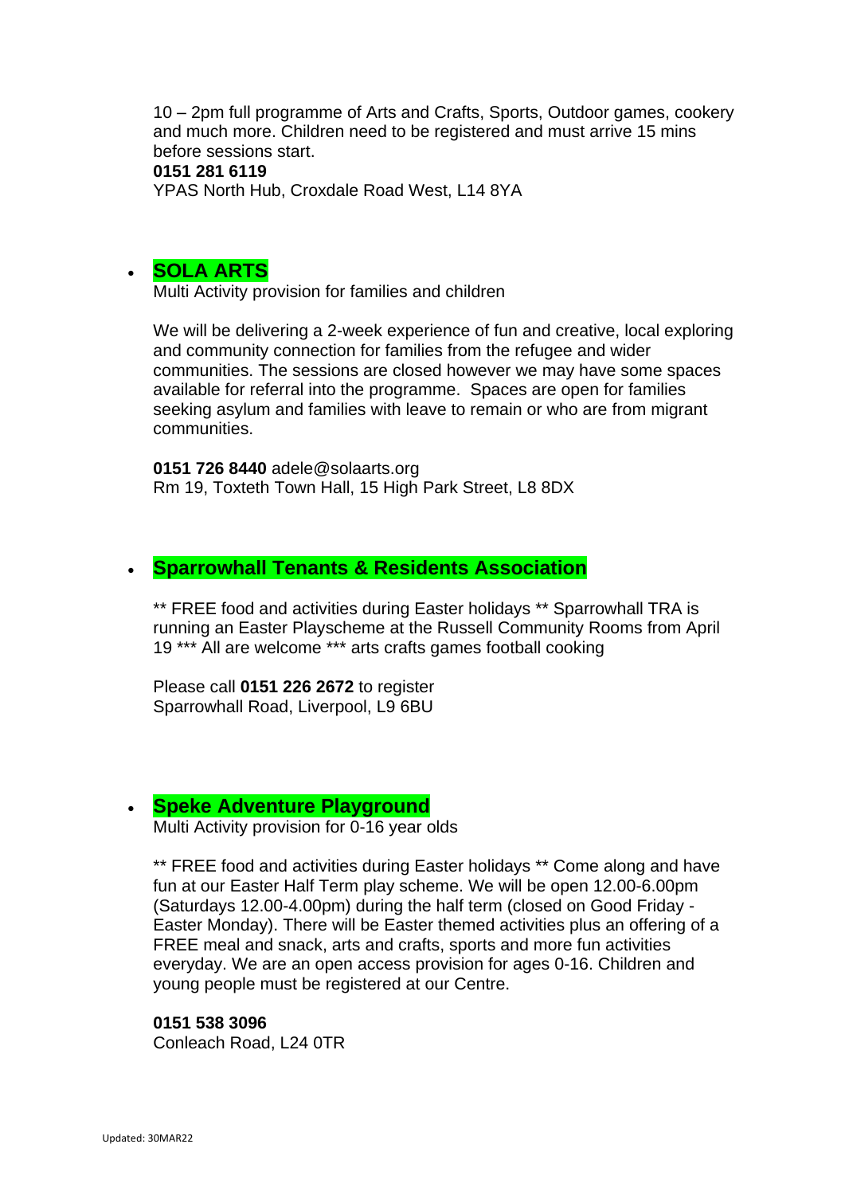10 – 2pm full programme of Arts and Crafts, Sports, Outdoor games, cookery and much more. Children need to be registered and must arrive 15 mins before sessions start.
**0151 281 6119**
YPAS North Hub, Croxdale Road West, L14 8YA

- **SOLA ARTS**
  Multi Activity provision for families and children

  We will be delivering a 2-week experience of fun and creative, local exploring and community connection for families from the refugee and wider communities. The sessions are closed however we may have some spaces available for referral into the programme. Spaces are open for families seeking asylum and families with leave to remain or who are from migrant communities.

  **0151 726 8440** adele@solaarts.org
  Rm 19, Toxteth Town Hall, 15 High Park Street, L8 8DX

- **Sparrowhall Tenants & Residents Association**

  ** FREE food and activities during Easter holidays ** Sparrowhall TRA is running an Easter Playscheme at the Russell Community Rooms from April 19 *** All are welcome *** arts crafts games football cooking

  Please call **0151 226 2672** to register
  Sparrowhall Road, Liverpool, L9 6BU

- **Speke Adventure Playground**
  Multi Activity provision for 0-16 year olds

  ** FREE food and activities during Easter holidays ** Come along and have fun at our Easter Half Term play scheme. We will be open 12.00-6.00pm (Saturdays 12.00-4.00pm) during the half term (closed on Good Friday - Easter Monday). There will be Easter themed activities plus an offering of a FREE meal and snack, arts and crafts, sports and more fun activities everyday. We are an open access provision for ages 0-16. Children and young people must be registered at our Centre.

  **0151 538 3096**
  Conleach Road, L24 0TR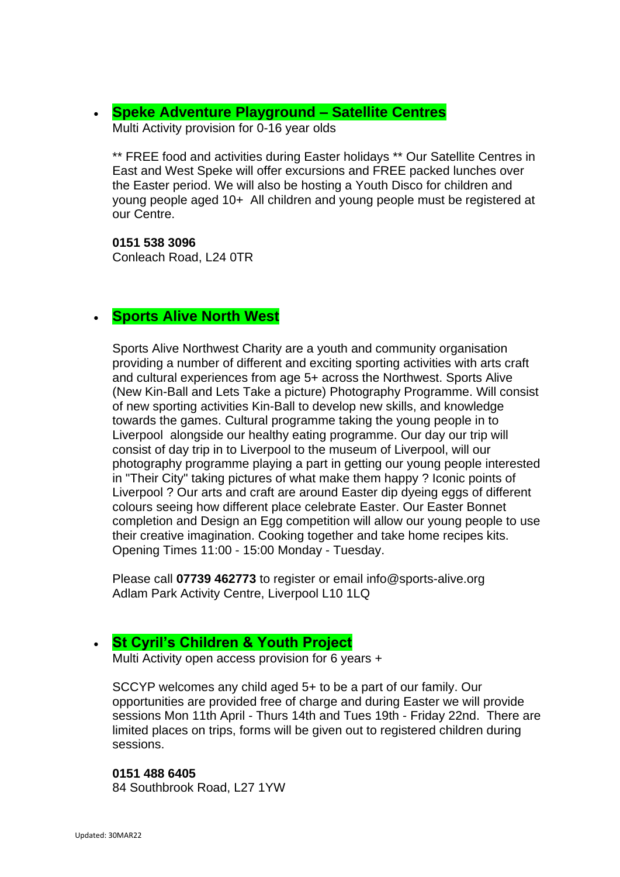- **Speke Adventure Playground – Satellite Centres**
  Multi Activity provision for 0-16 year olds

  ** FREE food and activities during Easter holidays ** Our Satellite Centres in East and West Speke will offer excursions and FREE packed lunches over the Easter period. We will also be hosting a Youth Disco for children and young people aged 10+ All children and young people must be registered at our Centre.

  **0151 538 3096**
  Conleach Road, L24 0TR

- **Sports Alive North West**

  Sports Alive Northwest Charity are a youth and community organisation providing a number of different and exciting sporting activities with arts craft and cultural experiences from age 5+ across the Northwest. Sports Alive (New Kin-Ball and Lets Take a picture) Photography Programme. Will consist of new sporting activities Kin-Ball to develop new skills, and knowledge towards the games. Cultural programme taking the young people in to Liverpool alongside our healthy eating programme. Our day our trip will consist of day trip in to Liverpool to the museum of Liverpool, will our photography programme playing a part in getting our young people interested in "Their City" taking pictures of what make them happy ? Iconic points of Liverpool ? Our arts and craft are around Easter dip dyeing eggs of different colours seeing how different place celebrate Easter. Our Easter Bonnet completion and Design an Egg competition will allow our young people to use their creative imagination. Cooking together and take home recipes kits. Opening Times 11:00 - 15:00 Monday - Tuesday.

  Please call **07739 462773** to register or email info@sports-alive.org
  Adlam Park Activity Centre, Liverpool L10 1LQ

- **St Cyril's Children & Youth Project**
  Multi Activity open access provision for 6 years +

  SCCYP welcomes any child aged 5+ to be a part of our family. Our opportunities are provided free of charge and during Easter we will provide sessions Mon 11th April - Thurs 14th and Tues 19th - Friday 22nd. There are limited places on trips, forms will be given out to registered children during sessions.

  **0151 488 6405**
  84 Southbrook Road, L27 1YW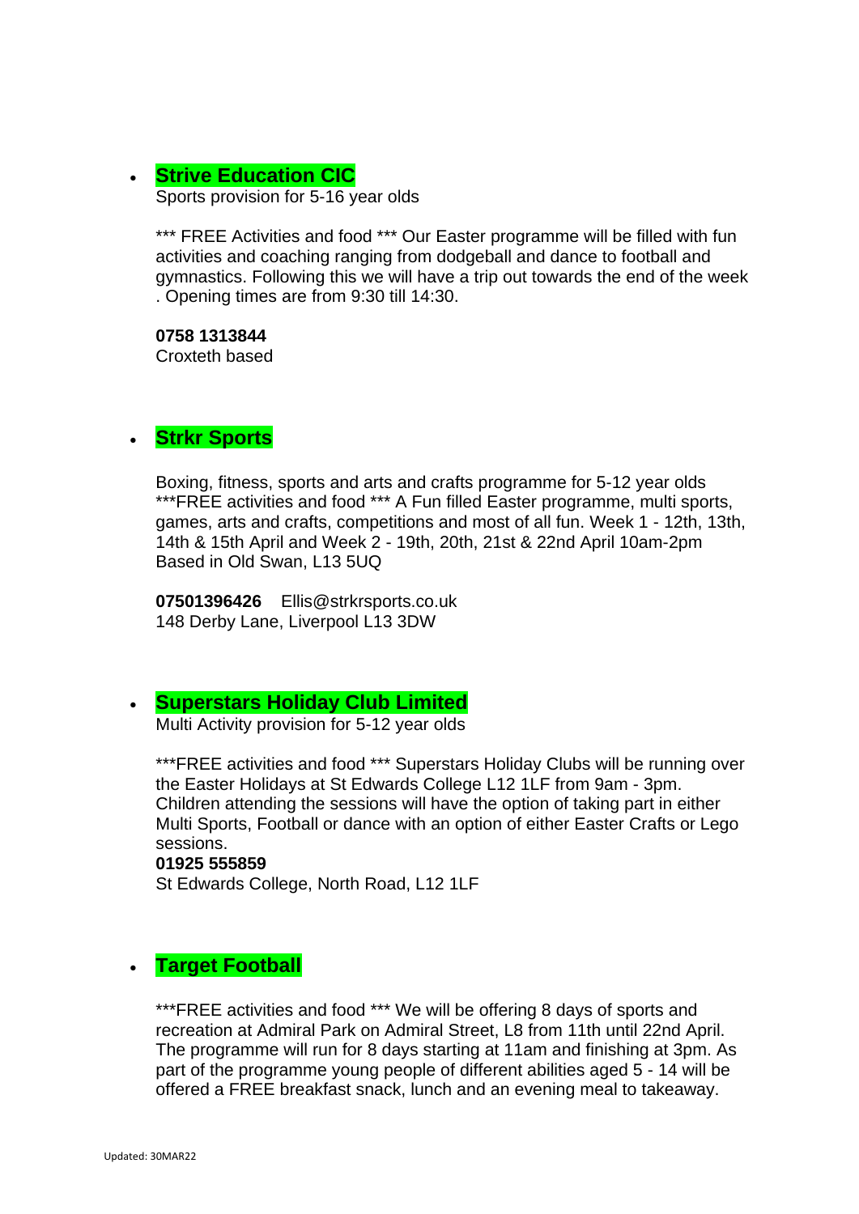- **Strive Education CIC**

  Sports provision for 5-16 year olds

  *** FREE Activities and food *** Our Easter programme will be filled with fun activities and coaching ranging from dodgeball and dance to football and gymnastics. Following this we will have a trip out towards the end of the week . Opening times are from 9:30 till 14:30.

  **0758 1313844**
  Croxteth based

- **Strkr Sports**

  Boxing, fitness, sports and arts and crafts programme for 5-12 year olds ***FREE activities and food *** A Fun filled Easter programme, multi sports, games, arts and crafts, competitions and most of all fun. Week 1 - 12th, 13th, 14th & 15th April and Week 2 - 19th, 20th, 21st & 22nd April 10am-2pm Based in Old Swan, L13 5UQ

  **07501396426** Ellis@strkrsports.co.uk
  148 Derby Lane, Liverpool L13 3DW

- **Superstars Holiday Club Limited**

  Multi Activity provision for 5-12 year olds

  ***FREE activities and food *** Superstars Holiday Clubs will be running over the Easter Holidays at St Edwards College L12 1LF from 9am - 3pm. Children attending the sessions will have the option of taking part in either Multi Sports, Football or dance with an option of either Easter Crafts or Lego sessions.
  **01925 555859**
  St Edwards College, North Road, L12 1LF

- **Target Football**

  ***FREE activities and food *** We will be offering 8 days of sports and recreation at Admiral Park on Admiral Street, L8 from 11th until 22nd April. The programme will run for 8 days starting at 11am and finishing at 3pm. As part of the programme young people of different abilities aged 5 - 14 will be offered a FREE breakfast snack, lunch and an evening meal to takeaway.

Updated: 30MAR22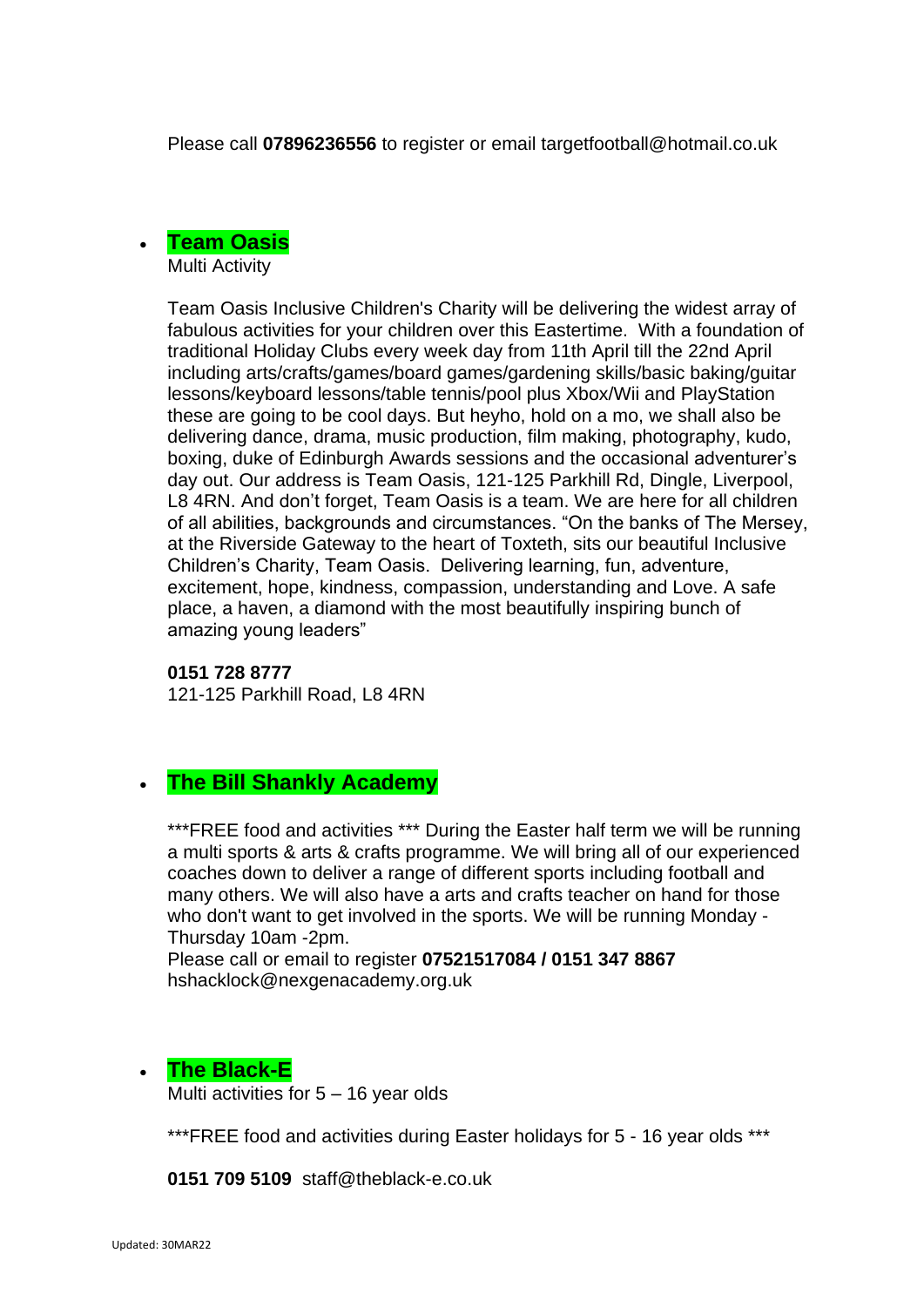Please call **07896236556** to register or email targetfootball@hotmail.co.uk

- **Team Oasis**
  Multi Activity

  Team Oasis Inclusive Children's Charity will be delivering the widest array of fabulous activities for your children over this Eastertime. With a foundation of traditional Holiday Clubs every week day from 11th April till the 22nd April including arts/crafts/games/board games/gardening skills/basic baking/guitar lessons/keyboard lessons/table tennis/pool plus Xbox/Wii and PlayStation these are going to be cool days. But heyho, hold on a mo, we shall also be delivering dance, drama, music production, film making, photography, kudo, boxing, duke of Edinburgh Awards sessions and the occasional adventurer's day out. Our address is Team Oasis, 121-125 Parkhill Rd, Dingle, Liverpool, L8 4RN. And don't forget, Team Oasis is a team. We are here for all children of all abilities, backgrounds and circumstances. "On the banks of The Mersey, at the Riverside Gateway to the heart of Toxteth, sits our beautiful Inclusive Children's Charity, Team Oasis. Delivering learning, fun, adventure, excitement, hope, kindness, compassion, understanding and Love. A safe place, a haven, a diamond with the most beautifully inspiring bunch of amazing young leaders"

  **0151 728 8777**
  121-125 Parkhill Road, L8 4RN

- **The Bill Shankly Academy**

  ***FREE food and activities *** During the Easter half term we will be running a multi sports & arts & crafts programme. We will bring all of our experienced coaches down to deliver a range of different sports including football and many others. We will also have a arts and crafts teacher on hand for those who don't want to get involved in the sports. We will be running Monday - Thursday 10am -2pm.
  Please call or email to register **07521517084 / 0151 347 8867**
  hshacklock@nexgenacademy.org.uk

- **The Black-E**
  Multi activities for 5 – 16 year olds

  ***FREE food and activities during Easter holidays for 5 - 16 year olds ***

  **0151 709 5109** staff@theblack-e.co.uk

Updated: 30MAR22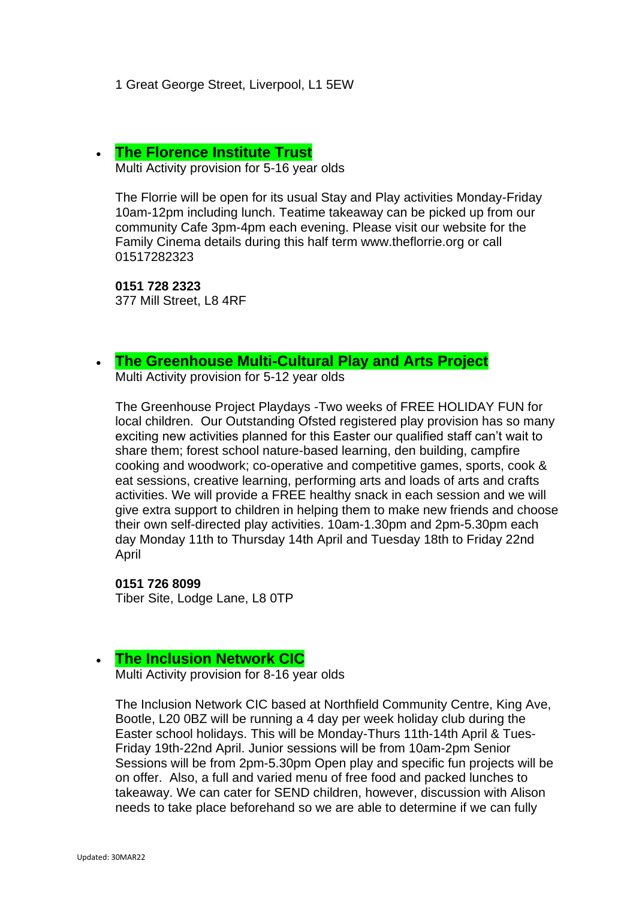1 Great George Street, Liverpool, L1 5EW

- **The Florence Institute Trust**
  Multi Activity provision for 5-16 year olds

  The Florrie will be open for its usual Stay and Play activities Monday-Friday 10am-12pm including lunch. Teatime takeaway can be picked up from our community Cafe 3pm-4pm each evening. Please visit our website for the Family Cinema details during this half term www.theflorrie.org or call 01517282323

  **0151 728 2323**
  377 Mill Street, L8 4RF

- **The Greenhouse Multi-Cultural Play and Arts Project**
  Multi Activity provision for 5-12 year olds

  The Greenhouse Project Playdays -Two weeks of FREE HOLIDAY FUN for local children. Our Outstanding Ofsted registered play provision has so many exciting new activities planned for this Easter our qualified staff can't wait to share them; forest school nature-based learning, den building, campfire cooking and woodwork; co-operative and competitive games, sports, cook & eat sessions, creative learning, performing arts and loads of arts and crafts activities. We will provide a FREE healthy snack in each session and we will give extra support to children in helping them to make new friends and choose their own self-directed play activities. 10am-1.30pm and 2pm-5.30pm each day Monday 11th to Thursday 14th April and Tuesday 18th to Friday 22nd April

  **0151 726 8099**
  Tiber Site, Lodge Lane, L8 0TP

- **The Inclusion Network CIC**
  Multi Activity provision for 8-16 year olds

  The Inclusion Network CIC based at Northfield Community Centre, King Ave, Bootle, L20 0BZ will be running a 4 day per week holiday club during the Easter school holidays. This will be Monday-Thurs 11th-14th April & Tues-Friday 19th-22nd April. Junior sessions will be from 10am-2pm Senior Sessions will be from 2pm-5.30pm Open play and specific fun projects will be on offer. Also, a full and varied menu of free food and packed lunches to takeaway. We can cater for SEND children, however, discussion with Alison needs to take place beforehand so we are able to determine if we can fully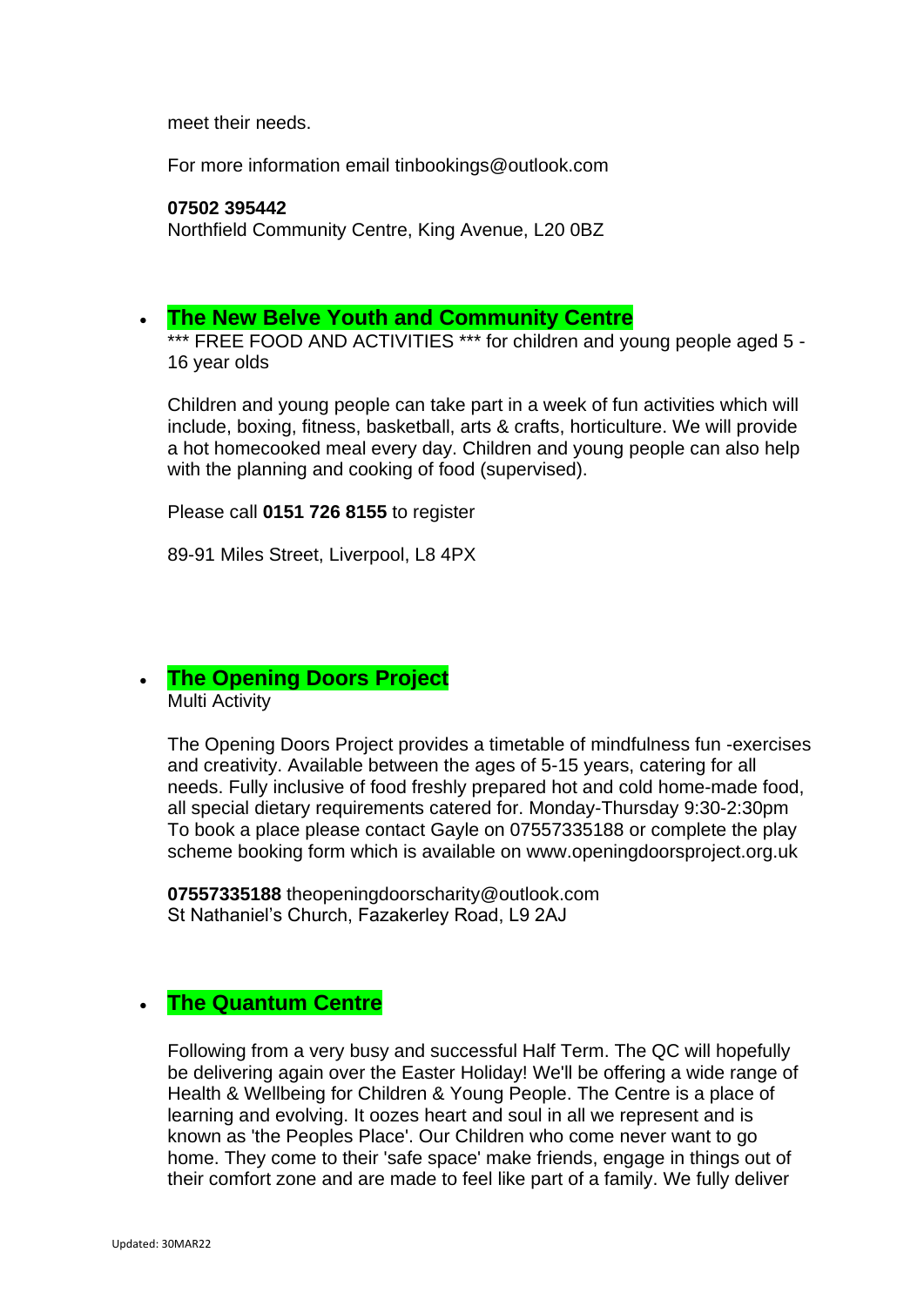meet their needs.

For more information email tinbookings@outlook.com

**07502 395442**
Northfield Community Centre, King Avenue, L20 0BZ

- **The New Belve Youth and Community Centre**

  *** FREE FOOD AND ACTIVITIES *** for children and young people aged 5 - 16 year olds

  Children and young people can take part in a week of fun activities which will include, boxing, fitness, basketball, arts & crafts, horticulture. We will provide a hot homecooked meal every day. Children and young people can also help with the planning and cooking of food (supervised).

  Please call **0151 726 8155** to register

  89-91 Miles Street, Liverpool, L8 4PX

- **The Opening Doors Project**

  Multi Activity

  The Opening Doors Project provides a timetable of mindfulness fun -exercises and creativity. Available between the ages of 5-15 years, catering for all needs. Fully inclusive of food freshly prepared hot and cold home-made food, all special dietary requirements catered for. Monday-Thursday 9:30-2:30pm To book a place please contact Gayle on 07557335188 or complete the play scheme booking form which is available on www.openingdoorsproject.org.uk

  **07557335188** theopeningdoorscharity@outlook.com
  St Nathaniel's Church, Fazakerley Road, L9 2AJ

- **The Quantum Centre**

  Following from a very busy and successful Half Term. The QC will hopefully be delivering again over the Easter Holiday! We'll be offering a wide range of Health & Wellbeing for Children & Young People. The Centre is a place of learning and evolving. It oozes heart and soul in all we represent and is known as 'the Peoples Place'. Our Children who come never want to go home. They come to their 'safe space' make friends, engage in things out of their comfort zone and are made to feel like part of a family. We fully deliver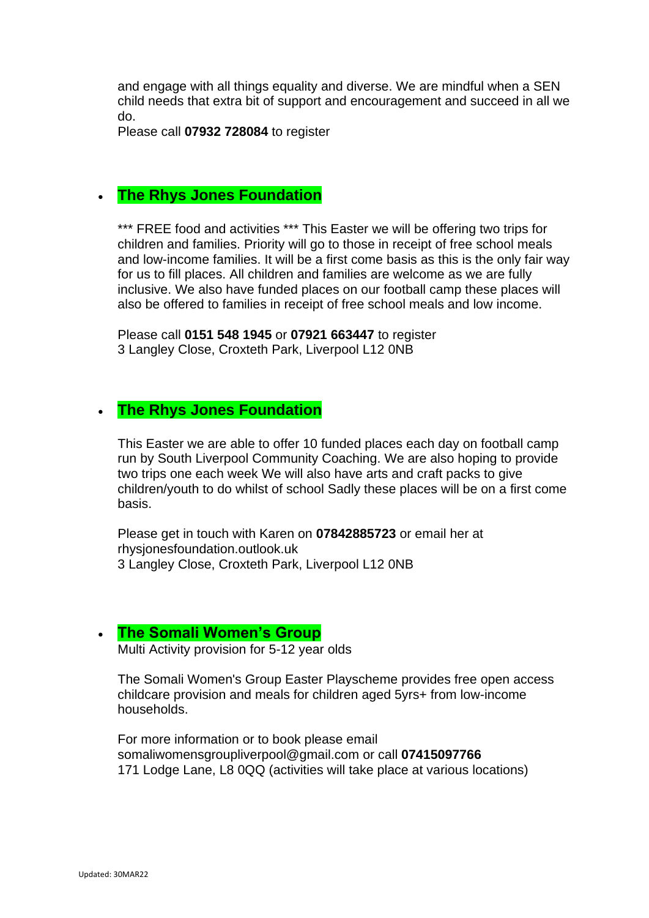and engage with all things equality and diverse. We are mindful when a SEN child needs that extra bit of support and encouragement and succeed in all we do.
Please call **07932 728084** to register

- **The Rhys Jones Foundation**

  *** FREE food and activities *** This Easter we will be offering two trips for children and families. Priority will go to those in receipt of free school meals and low-income families. It will be a first come basis as this is the only fair way for us to fill places. All children and families are welcome as we are fully inclusive. We also have funded places on our football camp these places will also be offered to families in receipt of free school meals and low income.

  Please call **0151 548 1945** or **07921 663447** to register
  3 Langley Close, Croxteth Park, Liverpool L12 0NB

- **The Rhys Jones Foundation**

  This Easter we are able to offer 10 funded places each day on football camp run by South Liverpool Community Coaching. We are also hoping to provide two trips one each week We will also have arts and craft packs to give children/youth to do whilst of school Sadly these places will be on a first come basis.

  Please get in touch with Karen on **07842885723** or email her at rhysjonesfoundation.outlook.uk
  3 Langley Close, Croxteth Park, Liverpool L12 0NB

- **The Somali Women's Group**
  Multi Activity provision for 5-12 year olds

  The Somali Women's Group Easter Playscheme provides free open access childcare provision and meals for children aged 5yrs+ from low-income households.

  For more information or to book please email somaliwomensgroupliverpool@gmail.com or call **07415097766**
  171 Lodge Lane, L8 0QQ (activities will take place at various locations)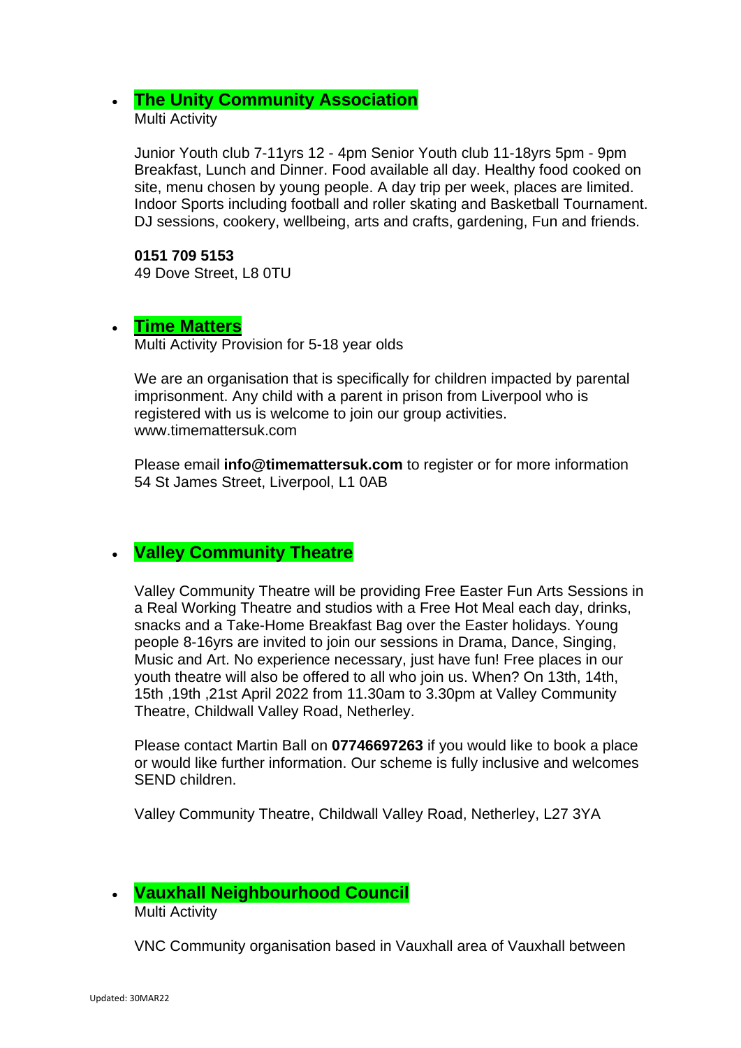- **The Unity Community Association**
  Multi Activity

  Junior Youth club 7-11yrs 12 - 4pm Senior Youth club 11-18yrs 5pm - 9pm Breakfast, Lunch and Dinner. Food available all day. Healthy food cooked on site, menu chosen by young people. A day trip per week, places are limited. Indoor Sports including football and roller skating and Basketball Tournament. DJ sessions, cookery, wellbeing, arts and crafts, gardening, Fun and friends.

  **0151 709 5153**
  49 Dove Street, L8 0TU

- **Time Matters**
  Multi Activity Provision for 5-18 year olds

  We are an organisation that is specifically for children impacted by parental imprisonment. Any child with a parent in prison from Liverpool who is registered with us is welcome to join our group activities. www.timemattersuk.com

  Please email **info@timemattersuk.com** to register or for more information
  54 St James Street, Liverpool, L1 0AB

- **Valley Community Theatre**

  Valley Community Theatre will be providing Free Easter Fun Arts Sessions in a Real Working Theatre and studios with a Free Hot Meal each day, drinks, snacks and a Take-Home Breakfast Bag over the Easter holidays. Young people 8-16yrs are invited to join our sessions in Drama, Dance, Singing, Music and Art. No experience necessary, just have fun! Free places in our youth theatre will also be offered to all who join us. When? On 13th, 14th, 15th ,19th ,21st April 2022 from 11.30am to 3.30pm at Valley Community Theatre, Childwall Valley Road, Netherley.

  Please contact Martin Ball on **07746697263** if you would like to book a place or would like further information. Our scheme is fully inclusive and welcomes SEND children.

  Valley Community Theatre, Childwall Valley Road, Netherley, L27 3YA

- **Vauxhall Neighbourhood Council**
  Multi Activity

  VNC Community organisation based in Vauxhall area of Vauxhall between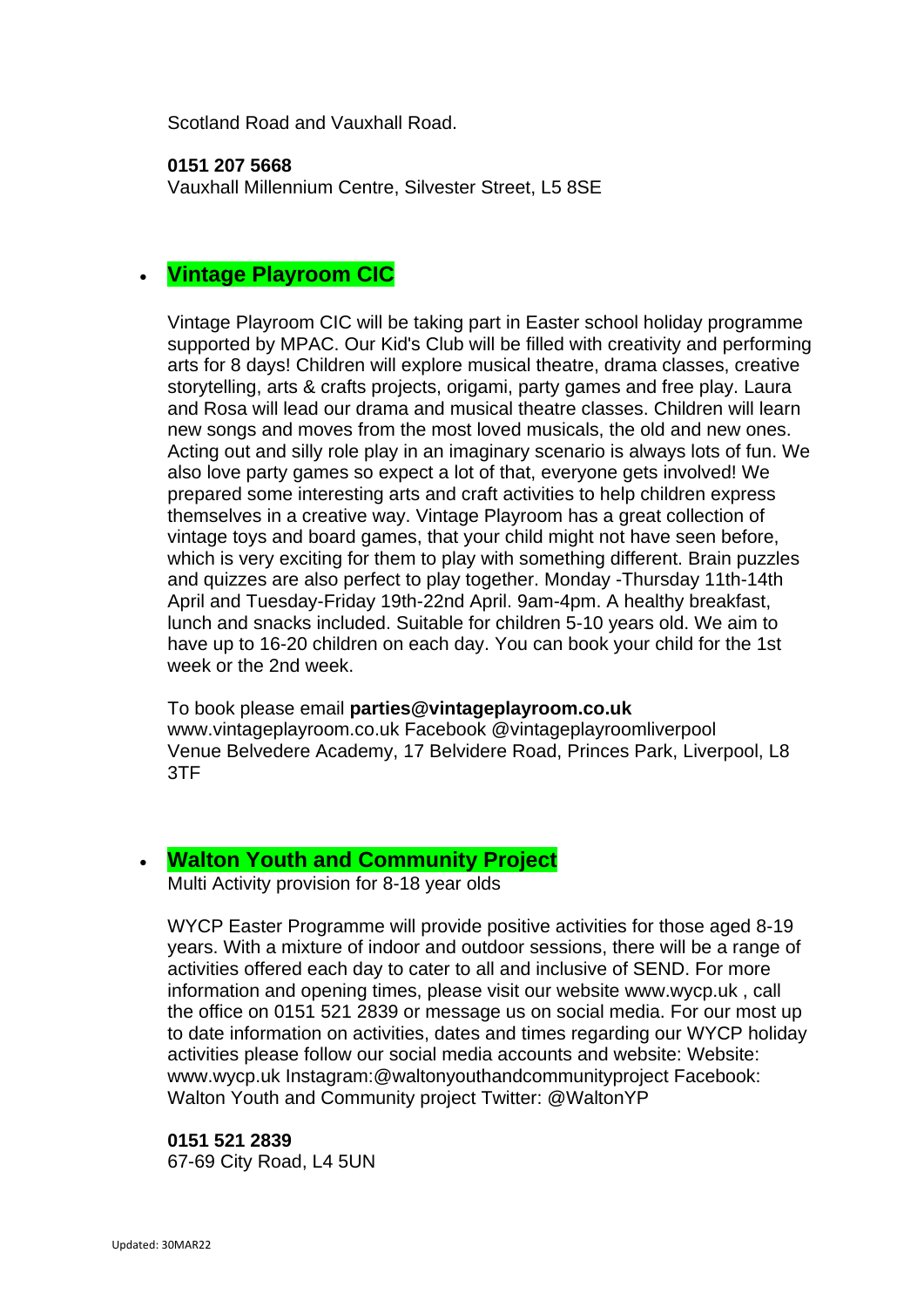Scotland Road and Vauxhall Road.

**0151 207 5668**
Vauxhall Millennium Centre, Silvester Street, L5 8SE

- **Vintage Playroom CIC**

  Vintage Playroom CIC will be taking part in Easter school holiday programme supported by MPAC. Our Kid's Club will be filled with creativity and performing arts for 8 days! Children will explore musical theatre, drama classes, creative storytelling, arts & crafts projects, origami, party games and free play. Laura and Rosa will lead our drama and musical theatre classes. Children will learn new songs and moves from the most loved musicals, the old and new ones. Acting out and silly role play in an imaginary scenario is always lots of fun. We also love party games so expect a lot of that, everyone gets involved! We prepared some interesting arts and craft activities to help children express themselves in a creative way. Vintage Playroom has a great collection of vintage toys and board games, that your child might not have seen before, which is very exciting for them to play with something different. Brain puzzles and quizzes are also perfect to play together. Monday -Thursday 11th-14th April and Tuesday-Friday 19th-22nd April. 9am-4pm. A healthy breakfast, lunch and snacks included. Suitable for children 5-10 years old. We aim to have up to 16-20 children on each day. You can book your child for the 1st week or the 2nd week.

  To book please email **parties@vintageplayroom.co.uk**
  www.vintageplayroom.co.uk Facebook @vintageplayroomliverpool
  Venue Belvedere Academy, 17 Belvidere Road, Princes Park, Liverpool, L8 3TF

- **Walton Youth and Community Project**
  Multi Activity provision for 8-18 year olds

  WYCP Easter Programme will provide positive activities for those aged 8-19 years. With a mixture of indoor and outdoor sessions, there will be a range of activities offered each day to cater to all and inclusive of SEND. For more information and opening times, please visit our website www.wycp.uk , call the office on 0151 521 2839 or message us on social media. For our most up to date information on activities, dates and times regarding our WYCP holiday activities please follow our social media accounts and website: Website: www.wycp.uk Instagram:@waltonyouthandcommunityproject Facebook: Walton Youth and Community project Twitter: @WaltonYP

  **0151 521 2839**
  67-69 City Road, L4 5UN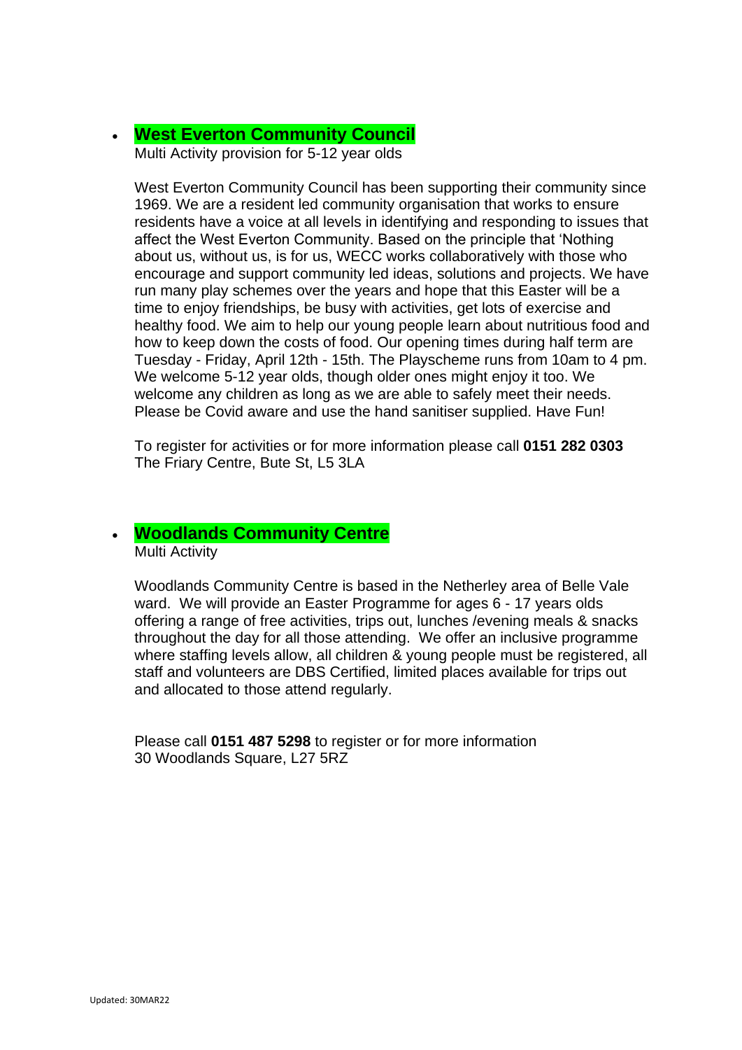- **West Everton Community Council**

  Multi Activity provision for 5-12 year olds

  West Everton Community Council has been supporting their community since 1969. We are a resident led community organisation that works to ensure residents have a voice at all levels in identifying and responding to issues that affect the West Everton Community. Based on the principle that 'Nothing about us, without us, is for us, WECC works collaboratively with those who encourage and support community led ideas, solutions and projects. We have run many play schemes over the years and hope that this Easter will be a time to enjoy friendships, be busy with activities, get lots of exercise and healthy food. We aim to help our young people learn about nutritious food and how to keep down the costs of food. Our opening times during half term are Tuesday - Friday, April 12th - 15th. The Playscheme runs from 10am to 4 pm. We welcome 5-12 year olds, though older ones might enjoy it too. We welcome any children as long as we are able to safely meet their needs. Please be Covid aware and use the hand sanitiser supplied. Have Fun!

  To register for activities or for more information please call **0151 282 0303**
  The Friary Centre, Bute St, L5 3LA

- **Woodlands Community Centre**

  Multi Activity

  Woodlands Community Centre is based in the Netherley area of Belle Vale ward. We will provide an Easter Programme for ages 6 - 17 years olds offering a range of free activities, trips out, lunches /evening meals & snacks throughout the day for all those attending. We offer an inclusive programme where staffing levels allow, all children & young people must be registered, all staff and volunteers are DBS Certified, limited places available for trips out and allocated to those attend regularly.

  Please call **0151 487 5298** to register or for more information
  30 Woodlands Square, L27 5RZ

Updated: 30MAR22